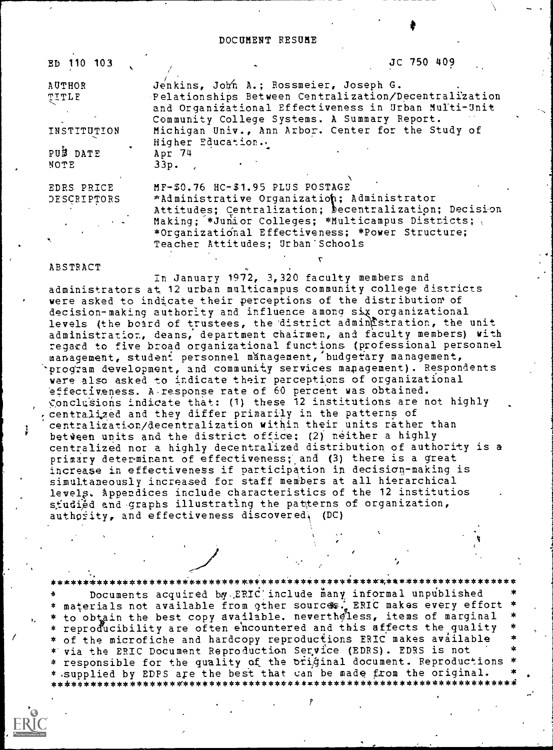DOCUMENT RESUME

| | |
|---|---|
| ED 110 103 | JC 750 409 |
| AUTHOR | Jenkins, John A.; Rossmeier, Joseph G. |
| TITLE | Relationships Between Centralization/Decentralization and Organizational Effectiveness in Urban Multi-Unit Community College Systems. A Summary Report. |
| INSTITUTION | Michigan Univ., Ann Arbor. Center for the Study of Higher Education. |
| PUB DATE | Apr 74 |
| NOTE | 33p. |
| EDRS PRICE | MF-$0.76 HC-$1.95 PLUS POSTAGE |
| DESCRIPTORS | *Administrative Organization; Administrator Attitudes; Centralization; Decentralization; Decision Making; *Junior Colleges; *Multicampus Districts; *Organizational Effectiveness; *Power Structure; Teacher Attitudes; Urban Schools |

ABSTRACT

In January 1972, 3,320 faculty members and administrators at 12 urban multicampus community college districts were asked to indicate their perceptions of the distribution of decision-making authority and influence among six organizational levels (the board of trustees, the district administration, the unit administration, deans, department chairmen, and faculty members) with regard to five broad organizational functions (professional personnel management, student personnel management, budgetary management, program development, and community services management). Respondents were also asked to indicate their perceptions of organizational effectiveness. A response rate of 60 percent was obtained. Conclusions indicate that: (1) these 12 institutions are not highly centralized and they differ primarily in the patterns of centralization/decentralization within their units rather than between units and the district office; (2) neither a highly centralized nor a highly decentralized distribution of authority is a primary determinant of effectiveness; and (3) there is a great increase in effectiveness if participation in decision-making is simultaneously increased for staff members at all hierarchical levels. Appendices include characteristics of the 12 institutios studied and graphs illustrating the patterns of organization, authority, and effectiveness discovered. (DC)

***********************************************************************
* Documents acquired by ERIC include many informal unpublished *
* materials not available from other sources. ERIC makes every effort *
* to obtain the best copy available. nevertheless, items of marginal *
* reproducibility are often encountered and this affects the quality *
* of the microfiche and hardcopy reproductions ERIC makes available *
* via the ERIC Document Reproduction Service (EDRS). EDRS is not *
* responsible for the quality of the original document. Reproductions *
* supplied by EDRS are the best that can be made from the original. *
***********************************************************************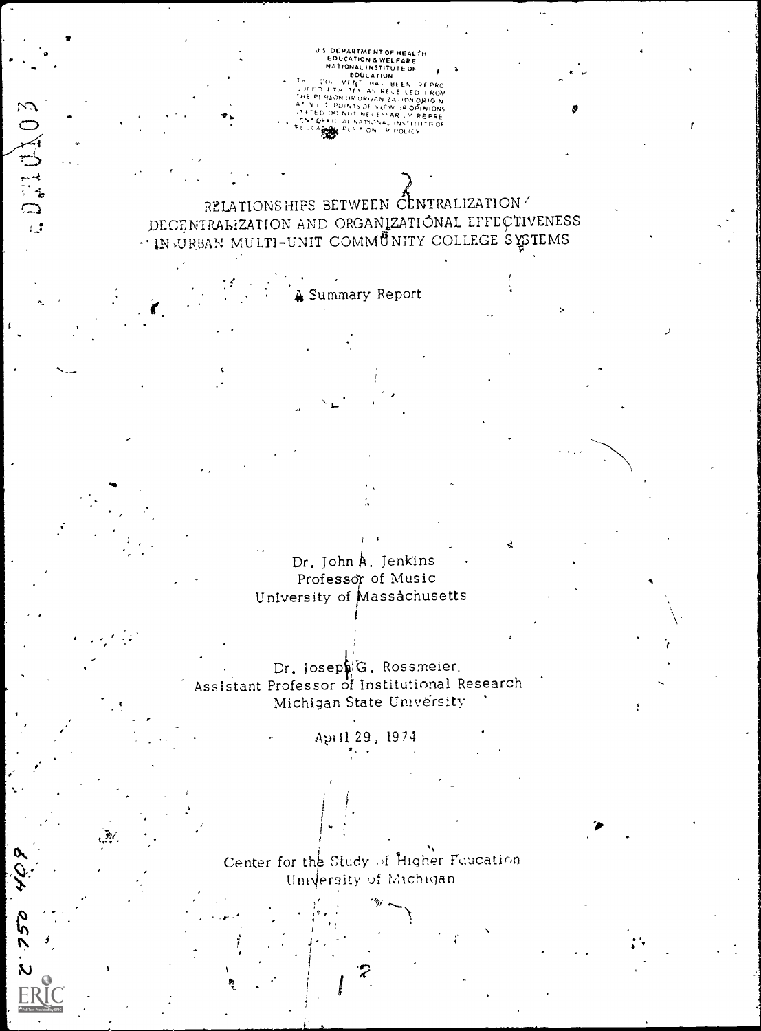U S DEPARTMENT OF HEALTH EDUCATION & WELFARE NATIONAL INSTITUTE OF EDUCATION
THIS DOCUMENT HAS BEEN REPRODUCED EXACTLY AS RECEIVED FROM THE PERSON OR ORGANIZATION ORIGINATING IT. POINTS OF VIEW OR OPINIONS STATED DO NOT NECESSARILY REPRESENT OFFICIAL NATIONAL INSTITUTE OF EDUCATION POSITION OR POLICY

# RELATIONSHIPS BETWEEN CENTRALIZATION/DECENTRALIZATION AND ORGANIZATIONAL EFFECTIVENESS IN URBAN MULTI-UNIT COMMUNITY COLLEGE SYSTEMS

A Summary Report

Dr. John A. Jenkins
Professor of Music
University of Massachusetts

Dr. Joseph G. Rossmeier
Assistant Professor of Institutional Research
Michigan State University

April 29, 1974

Center for the Study of Higher Education
University of Michigan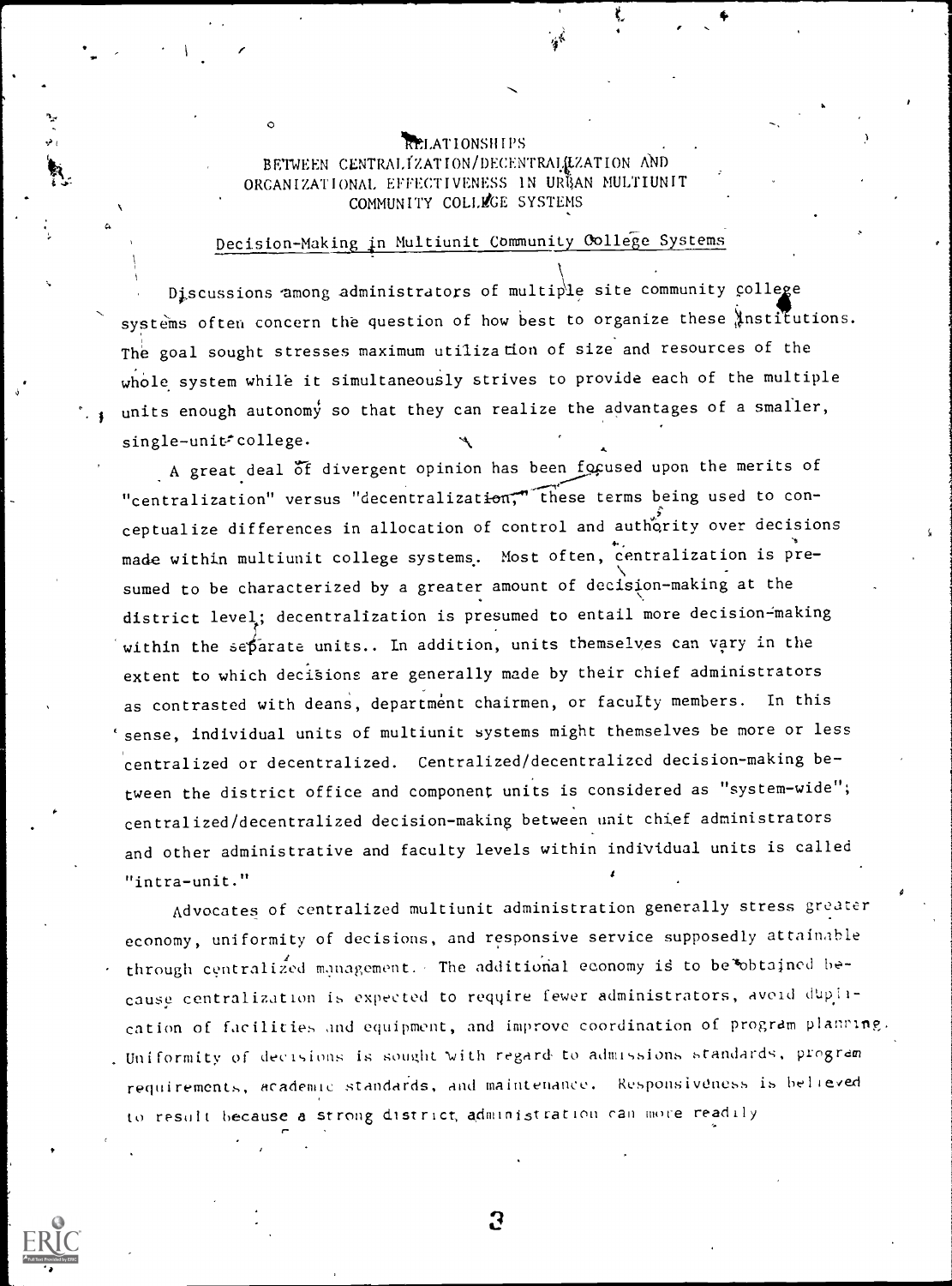# RELATIONSHIPS BETWEEN CENTRALIZATION/DECENTRALIZATION AND ORGANIZATIONAL EFFECTIVENESS IN URBAN MULTIUNIT COMMUNITY COLLEGE SYSTEMS

## Decision-Making in Multiunit Community College Systems

Discussions among administrators of multiple site community college systems often concern the question of how best to organize these institutions. The goal sought stresses maximum utilization of size and resources of the whole system while it simultaneously strives to provide each of the multiple units enough autonomy so that they can realize the advantages of a smaller, single-unit college.

A great deal of divergent opinion has been focused upon the merits of "centralization" versus "decentralization," these terms being used to conceptualize differences in allocation of control and authority over decisions made within multiunit college systems. Most often, centralization is presumed to be characterized by a greater amount of decision-making at the district level; decentralization is presumed to entail more decision-making within the separate units. In addition, units themselves can vary in the extent to which decisions are generally made by their chief administrators as contrasted with deans, department chairmen, or faculty members. In this sense, individual units of multiunit systems might themselves be more or less centralized or decentralized. Centralized/decentralized decision-making between the district office and component units is considered as "system-wide"; centralized/decentralized decision-making between unit chief administrators and other administrative and faculty levels within individual units is called "intra-unit."

Advocates of centralized multiunit administration generally stress greater economy, uniformity of decisions, and responsive service supposedly attainable through centralized management. The additional economy is to be obtained because centralization is expected to require fewer administrators, avoid duplication of facilities and equipment, and improve coordination of program planning. Uniformity of decisions is sought with regard to admissions standards, program requirements, academic standards, and maintenance. Responsiveness is believed to result because a strong district administration can more readily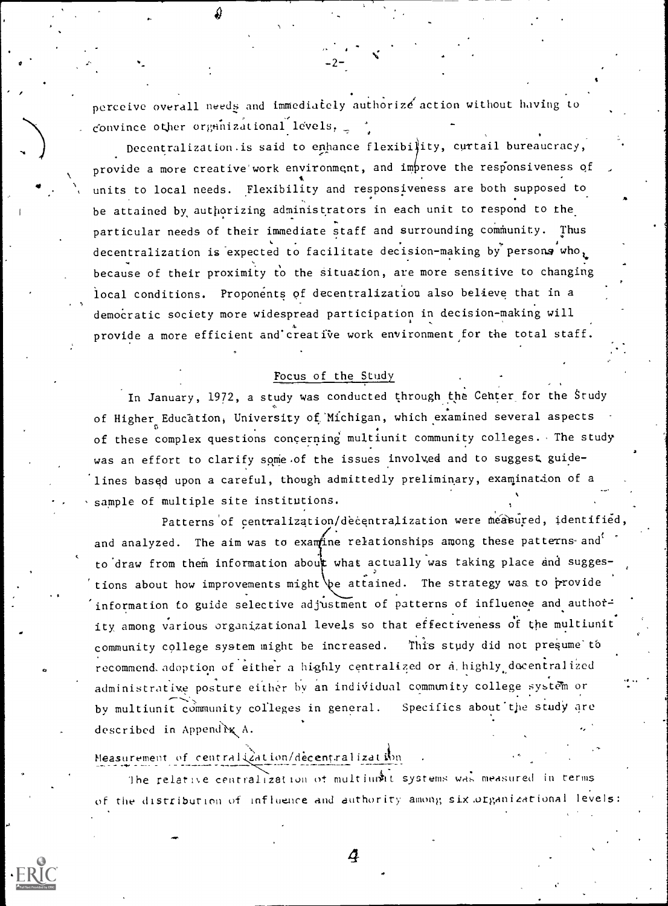perceive overall needs and immediately authorize action without having to convince other organizational levels.

Decentralization is said to enhance flexibility, curtail bureaucracy, provide a more creative work environment, and improve the responsiveness of units to local needs. Flexibility and responsiveness are both supposed to be attained by authorizing administrators in each unit to respond to the particular needs of their immediate staff and surrounding community. Thus decentralization is expected to facilitate decision-making by persons who, because of their proximity to the situation, are more sensitive to changing local conditions. Proponents of decentralization also believe that in a democratic society more widespread participation in decision-making will provide a more efficient and creative work environment for the total staff.

## Focus of the Study

In January, 1972, a study was conducted through the Center for the Study of Higher Education, University of Michigan, which examined several aspects of these complex questions concerning multiunit community colleges. The study was an effort to clarify some of the issues involved and to suggest guidelines based upon a careful, though admittedly preliminary, examination of a sample of multiple site institutions.

Patterns of centralization/decentralization were measured, identified, and analyzed. The aim was to examine relationships among these patterns and to draw from them information about what actually was taking place and suggestions about how improvements might be attained. The strategy was to provide information to guide selective adjustment of patterns of influence and authority among various organizational levels so that effectiveness of the multiunit community college system might be increased. This study did not presume to recommend adoption of either a highly centralized or a highly decentralized administrative posture either by an individual community college system or by multiunit community colleges in general. Specifics about the study are described in Appendix A.

### Measurement of centralization/decentralization

The relative centralization of multiunit systems was measured in terms of the distribution of influence and authority among six organizational levels: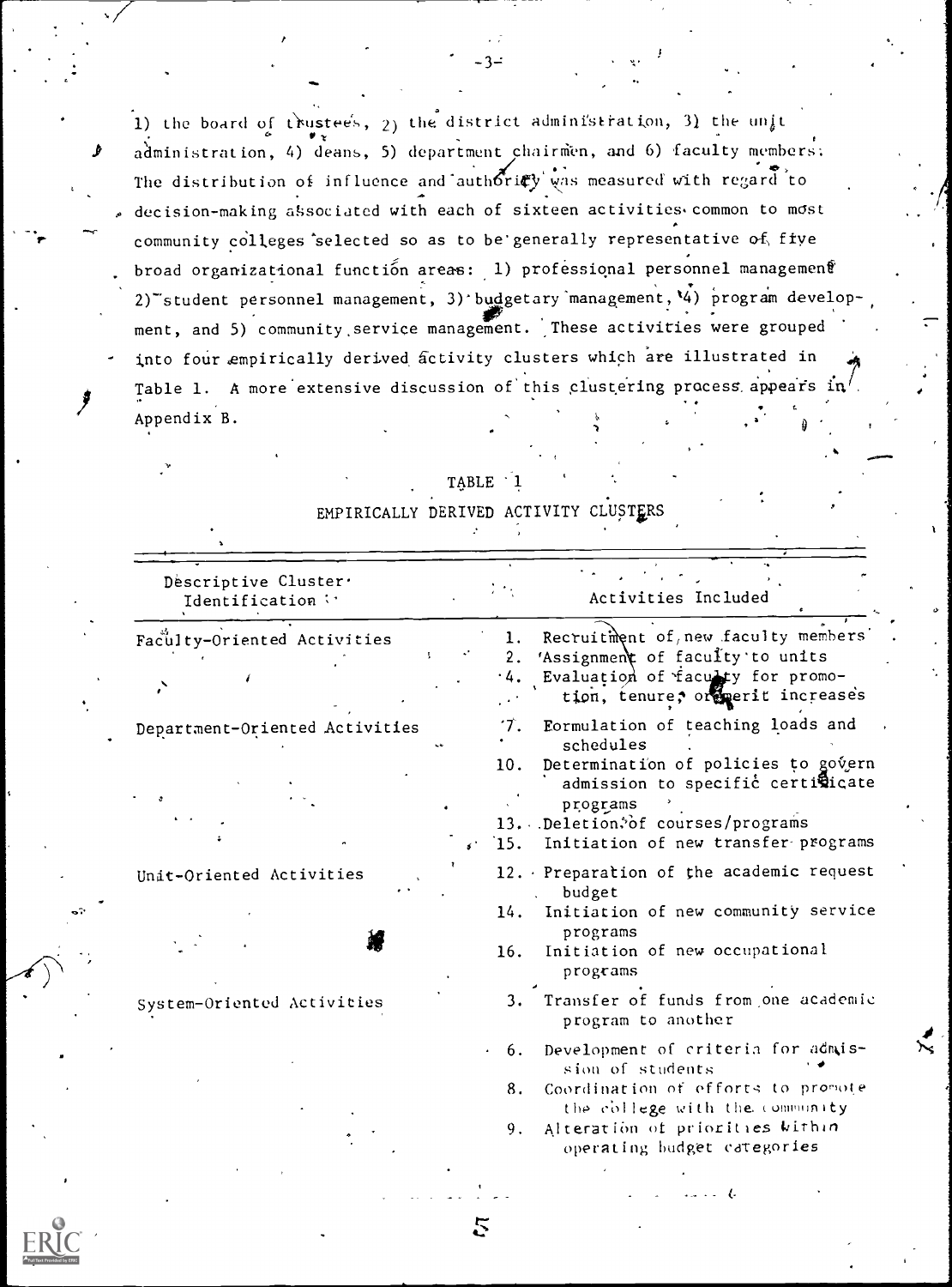1) the board of trustees, 2) the district administration, 3) the unit administration, 4) deans, 5) department chairmen, and 6) faculty members. The distribution of influence and authority was measured with regard to decision-making associated with each of sixteen activities common to most community colleges selected so as to be generally representative of five broad organizational function areas: 1) professional personnel management 2) student personnel management, 3) budgetary management, 4) program development, and 5) community service management. These activities were grouped into four empirically derived activity clusters which are illustrated in Table 1. A more extensive discussion of this clustering process appears in Appendix B.

TABLE 1

EMPIRICALLY DERIVED ACTIVITY CLUSTERS

| Descriptive Cluster Identification | Activities Included |
|---|---|
| Faculty-Oriented Activities | 1. Recruitment of new faculty members |
| | 2. Assignment of faculty to units |
| | 4. Evaluation of faculty for promotion, tenure, or merit increases |
| Department-Oriented Activities | 7. Formulation of teaching loads and schedules |
| | 10. Determination of policies to govern admission to specific certificate programs |
| | 13. Deletion of courses/programs |
| | 15. Initiation of new transfer programs |
| Unit-Oriented Activities | 12. Preparation of the academic request budget |
| | 14. Initiation of new community service programs |
| | 16. Initiation of new occupational programs |
| System-Oriented Activities | 3. Transfer of funds from one academic program to another |
| | 6. Development of criteria for admission of students |
| | 8. Coordination of efforts to promote the college with the community |
| | 9. Alteration of priorities within operating budget categories |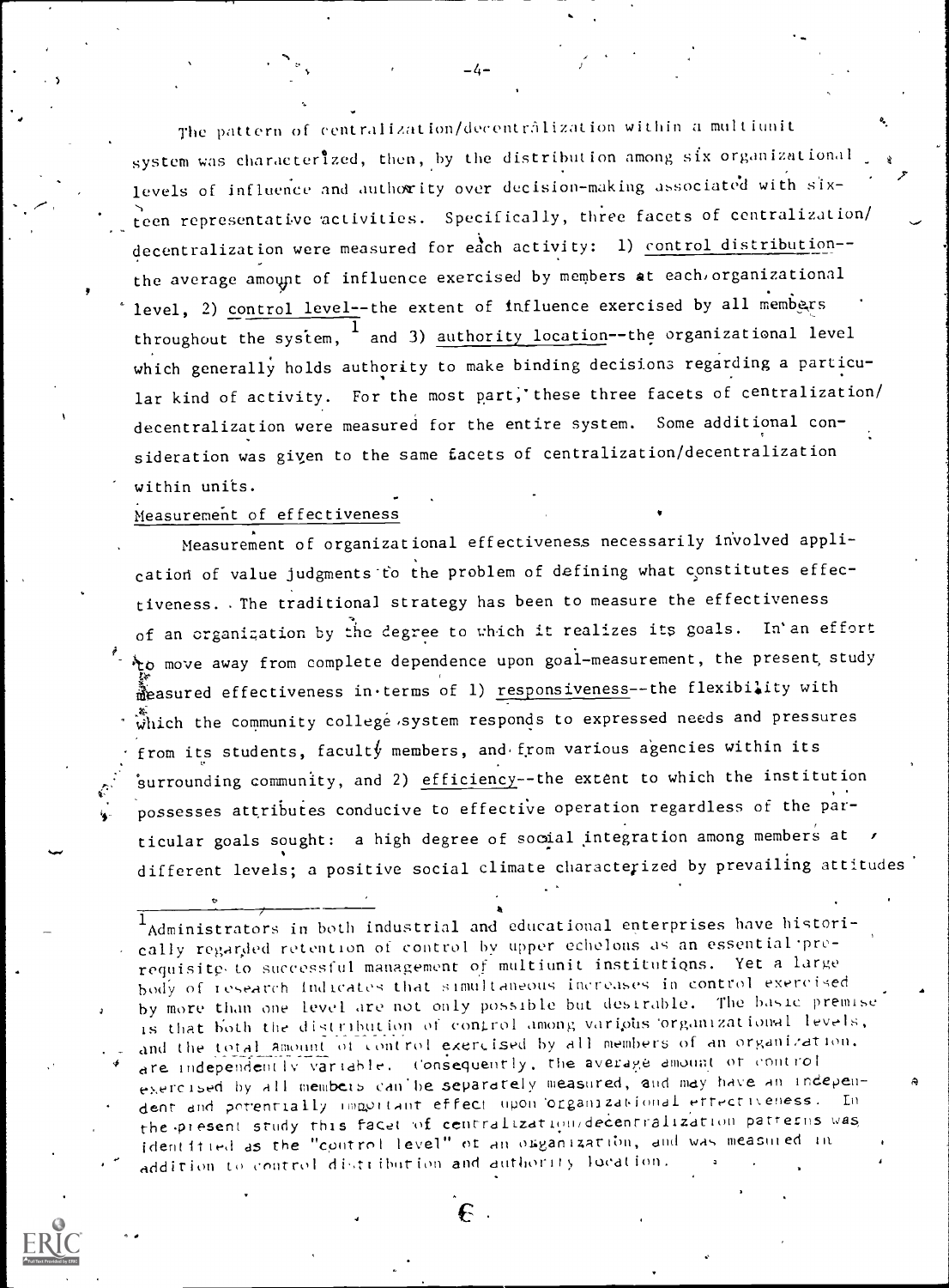The pattern of centralization/decentralization within a multiunit system was characterized, then, by the distribution among six organizational levels of influence and authority over decision-making associated with sixteen representative activities. Specifically, three facets of centralization/decentralization were measured for each activity: 1) control distribution--the average amount of influence exercised by members at each organizational level, 2) control level--the extent of influence exercised by all members throughout the system,[1] and 3) authority location--the organizational level which generally holds authority to make binding decisions regarding a particular kind of activity. For the most part, these three facets of centralization/decentralization were measured for the entire system. Some additional consideration was given to the same facets of centralization/decentralization within units.

Measurement of effectiveness

Measurement of organizational effectiveness necessarily involved application of value judgments to the problem of defining what constitutes effectiveness. The traditional strategy has been to measure the effectiveness of an organization by the degree to which it realizes its goals. In an effort to move away from complete dependence upon goal-measurement, the present study measured effectiveness in terms of 1) responsiveness--the flexibility with which the community college system responds to expressed needs and pressures from its students, faculty members, and from various agencies within its surrounding community, and 2) efficiency--the extent to which the institution possesses attributes conducive to effective operation regardless of the particular goals sought: a high degree of social integration among members at different levels; a positive social climate characterized by prevailing attitudes

---

[1]Administrators in both industrial and educational enterprises have historically regarded retention of control by upper echelons as an essential prerequisite to successful management of multiunit institutions. Yet a large body of research indicates that simultaneous increases in control exercised by more than one level are not only possible but desirable. The basic premise is that both the distribution of control among various organizational levels, and the total amount of control exercised by all members of an organization, are independently variable. Consequently, the average amount of control exercised by all members can be separately measured, and may have an independent and potentially important effect upon organizational effectiveness. In the present study this facet of centralization/decentralization patterns was identified as the "control level" of an organization, and was measured in addition to control distribution and authority location.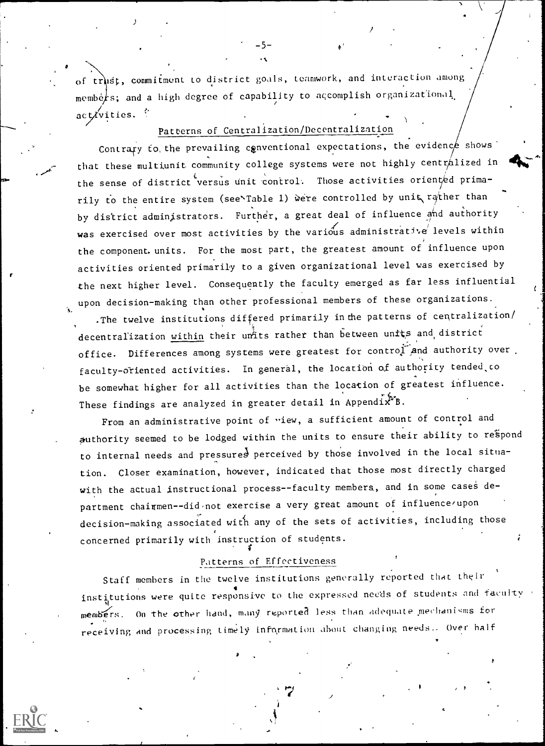of trust, commitment to district goals, teamwork, and interaction among members; and a high degree of capability to accomplish organizational activities.

## Patterns of Centralization/Decentralization

Contrary to the prevailing conventional expectations, the evidence shows that these multiunit community college systems were not highly centralized in the sense of district versus unit control. Those activities oriented primarily to the entire system (see Table 1) were controlled by unit rather than by district administrators. Further, a great deal of influence and authority was exercised over most activities by the various administrative levels within the component units. For the most part, the greatest amount of influence upon activities oriented primarily to a given organizational level was exercised by the next higher level. Consequently the faculty emerged as far less influential upon decision-making than other professional members of these organizations.

The twelve institutions differed primarily in the patterns of centralization/decentralization _within_ their units rather than between units and district office. Differences among systems were greatest for control and authority over faculty-oriented activities. In general, the location of authority tended to be somewhat higher for all activities than the location of greatest influence. These findings are analyzed in greater detail in Appendix B.

From an administrative point of view, a sufficient amount of control and authority seemed to be lodged within the units to ensure their ability to respond to internal needs and pressures perceived by those involved in the local situation. Closer examination, however, indicated that those most directly charged with the actual instructional process--faculty members, and in some cases department chairmen--did not exercise a very great amount of influence upon decision-making associated with any of the sets of activities, including those concerned primarily with instruction of students.

## Patterns of Effectiveness

Staff members in the twelve institutions generally reported that their institutions were quite responsive to the expressed needs of students and faculty members. On the other hand, many reported less than adequate mechanisms for receiving and processing timely information about changing needs. Over half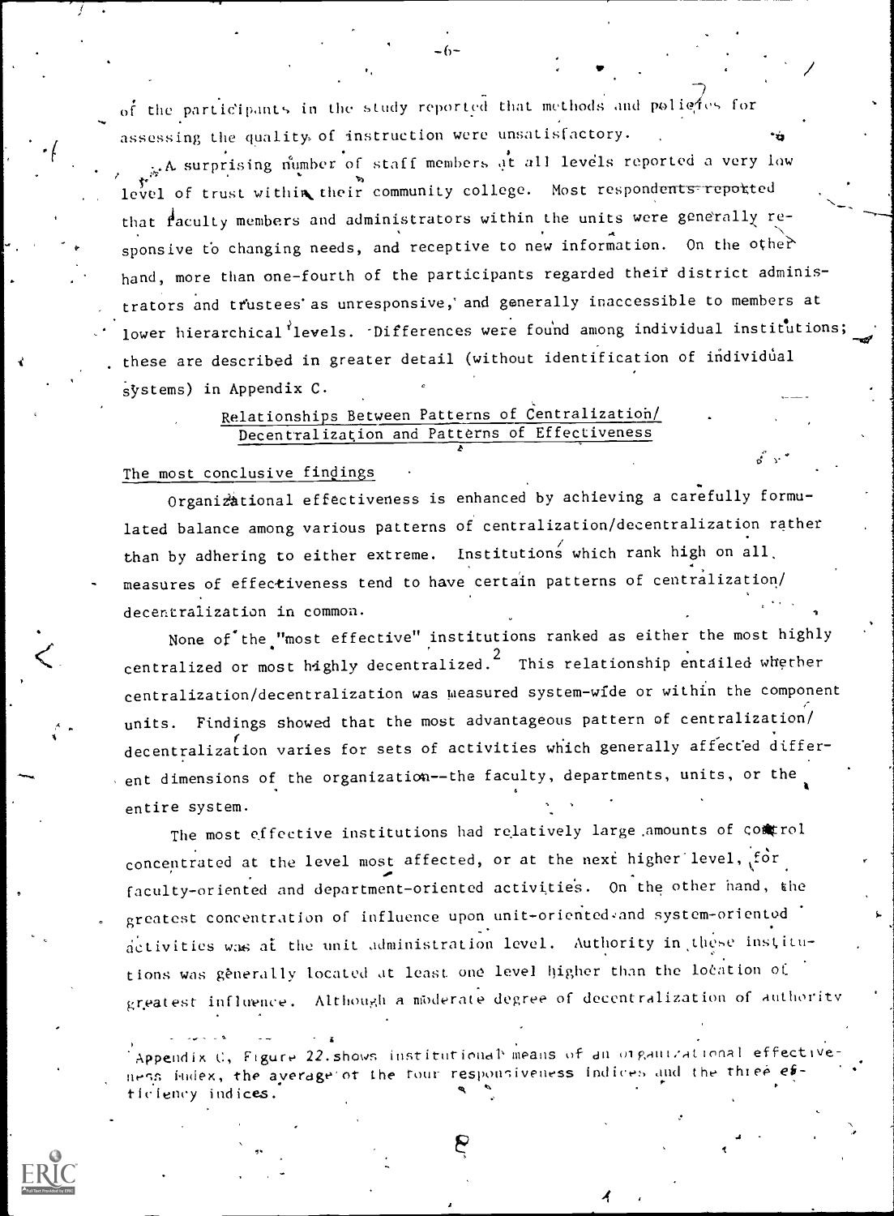of the participants in the study reported that methods and policies for assessing the quality of instruction were unsatisfactory.

A surprising number of staff members at all levels reported a very low level of trust within their community college. Most respondents reported that faculty members and administrators within the units were generally responsive to changing needs, and receptive to new information. On the other hand, more than one-fourth of the participants regarded their district administrators and trustees as unresponsive, and generally inaccessible to members at lower hierarchical levels. Differences were found among individual institutions; these are described in greater detail (without identification of individual systems) in Appendix C.

## Relationships Between Patterns of Centralization/ Decentralization and Patterns of Effectiveness

### The most conclusive findings

Organizational effectiveness is enhanced by achieving a carefully formulated balance among various patterns of centralization/decentralization rather than by adhering to either extreme. Institutions which rank high on all measures of effectiveness tend to have certain patterns of centralization/ decentralization in common.

None of the "most effective" institutions ranked as either the most highly centralized or most highly decentralized.[2] This relationship entailed whether centralization/decentralization was measured system-wide or within the component units. Findings showed that the most advantageous pattern of centralization/ decentralization varies for sets of activities which generally affected different dimensions of the organization--the faculty, departments, units, or the entire system.

The most effective institutions had relatively large amounts of control concentrated at the level most affected, or at the next higher level, for faculty-oriented and department-oriented activities. On the other hand, the greatest concentration of influence upon unit-oriented and system-oriented activities was at the unit administration level. Authority in these institutions was generally located at least one level higher than the location of greatest influence. Although a moderate degree of decentralization of authority

[2] Appendix C, Figure 22 shows institutional means of an organizational effectiveness index, the average of the four responsiveness indices and the three efficiency indices.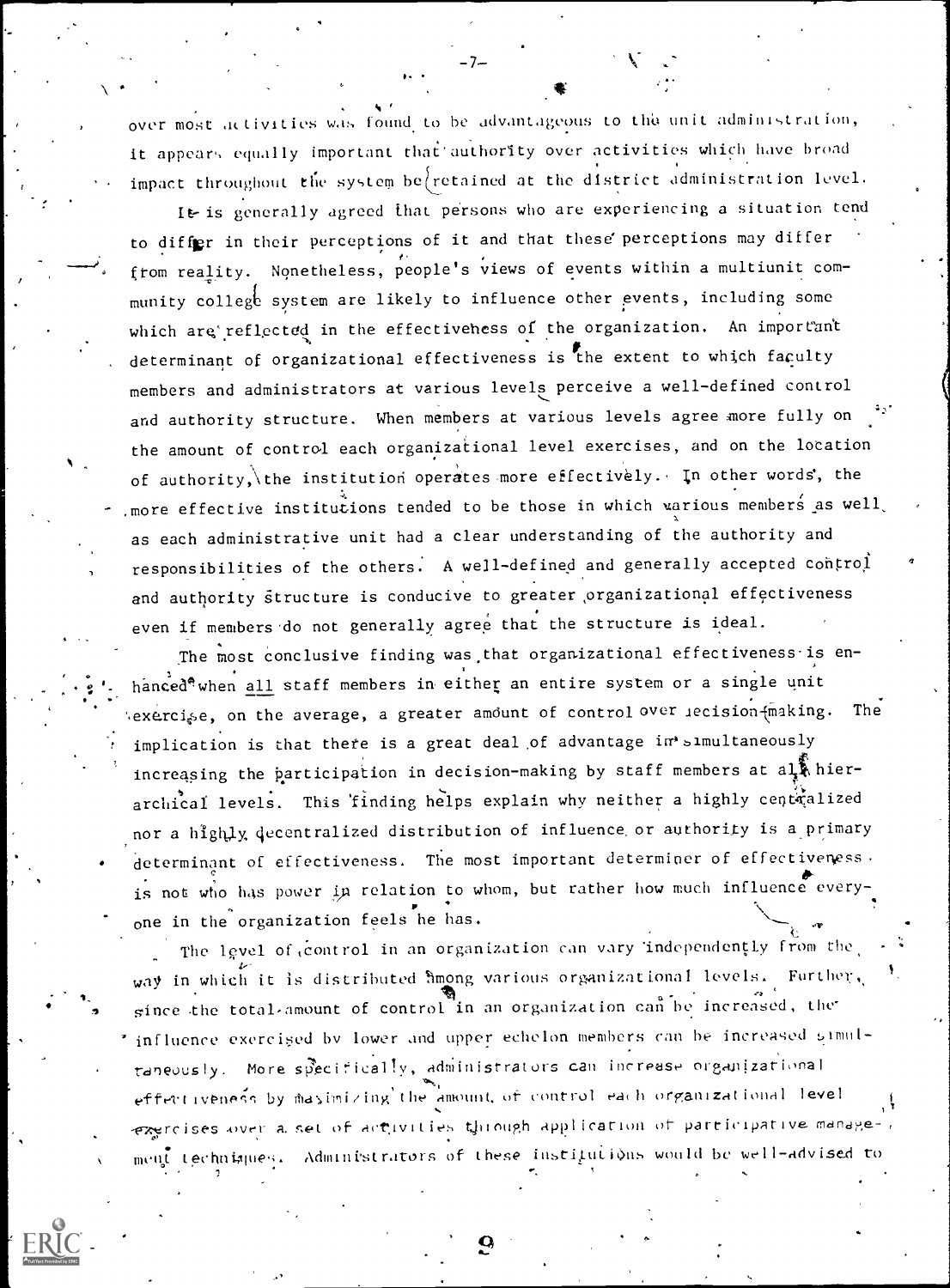over most activities was found to be advantageous to the unit administration, it appears equally important that authority over activities which have broad impact throughout the system be retained at the district administration level.

It is generally agreed that persons who are experiencing a situation tend to differ in their perceptions of it and that these perceptions may differ from reality. Nonetheless, people's views of events within a multiunit community college system are likely to influence other events, including some which are reflected in the effectiveness of the organization. An important determinant of organizational effectiveness is the extent to which faculty members and administrators at various levels perceive a well-defined control and authority structure. When members at various levels agree more fully on the amount of control each organizational level exercises, and on the location of authority, the institution operates more effectively. In other words, the more effective institutions tended to be those in which various members as well as each administrative unit had a clear understanding of the authority and responsibilities of the others. A well-defined and generally accepted control and authority structure is conducive to greater organizational effectiveness even if members do not generally agree that the structure is ideal.

The most conclusive finding was that organizational effectiveness is enhanced when all staff members in either an entire system or a single unit exercise, on the average, a greater amount of control over decision-making. The implication is that there is a great deal of advantage in simultaneously increasing the participation in decision-making by staff members at all hierarchical levels. This finding helps explain why neither a highly centralized nor a highly decentralized distribution of influence or authority is a primary determinant of effectiveness. The most important determiner of effectiveness is not who has power in relation to whom, but rather how much influence everyone in the organization feels he has.

The level of control in an organization can vary independently from the way in which it is distributed among various organizational levels. Further, since the total amount of control in an organization can be increased, the influence exercised by lower and upper echelon members can be increased simultaneously. More specifically, administrators can increase organizational effectiveness by maximizing the amount of control each organizational level exercises over a set of activities through application of participative management techniques. Administrators of these institutions would be well-advised to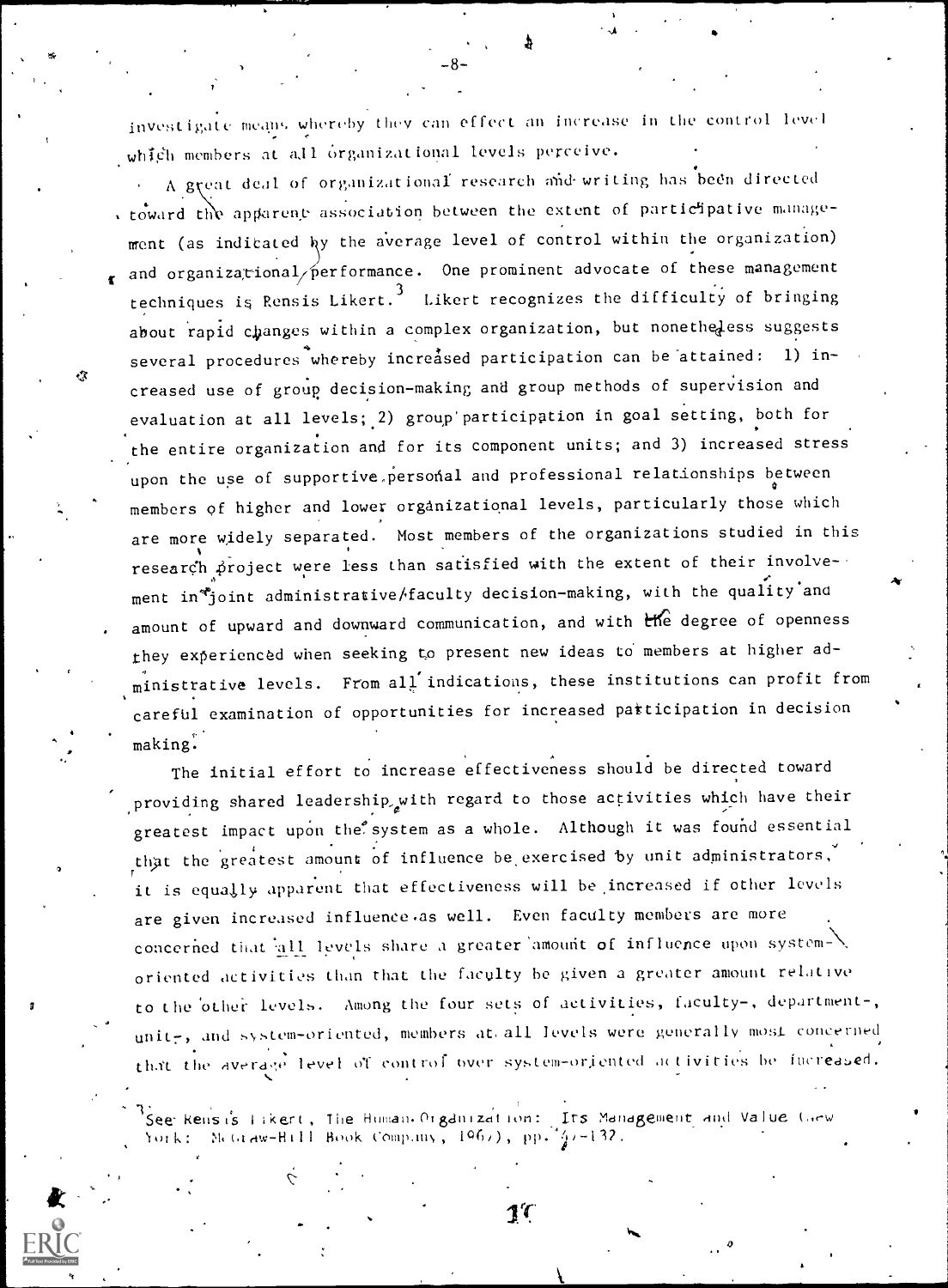investigate means whereby they can effect an increase in the control level which members at all organizational levels perceive.

A great deal of organizational research and writing has been directed toward the apparent association between the extent of participative management (as indicated by the average level of control within the organization) and organizational performance. One prominent advocate of these management techniques is Rensis Likert.[3] Likert recognizes the difficulty of bringing about rapid changes within a complex organization, but nonetheless suggests several procedures whereby increased participation can be attained: 1) increased use of group decision-making and group methods of supervision and evaluation at all levels; 2) group participation in goal setting, both for the entire organization and for its component units; and 3) increased stress upon the use of supportive personal and professional relationships between members of higher and lower organizational levels, particularly those which are more widely separated. Most members of the organizations studied in this research project were less than satisfied with the extent of their involvement in joint administrative/faculty decision-making, with the quality and amount of upward and downward communication, and with the degree of openness they experienced when seeking to present new ideas to members at higher administrative levels. From all indications, these institutions can profit from careful examination of opportunities for increased participation in decision making.

The initial effort to increase effectiveness should be directed toward providing shared leadership with regard to those activities which have their greatest impact upon the system as a whole. Although it was found essential that the greatest amount of influence be exercised by unit administrators, it is equally apparent that effectiveness will be increased if other levels are given increased influence as well. Even faculty members are more concerned that all levels share a greater amount of influence upon system-oriented activities than that the faculty be given a greater amount relative to the other levels. Among the four sets of activities, faculty-, department-, unit-, and system-oriented, members at all levels were generally most concerned that the average level of control over system-oriented activities be increased.

[3] See Rensis Likert, The Human Organization: Its Management and Value (New York: McGraw-Hill Book Company, 1967), pp. 47-132.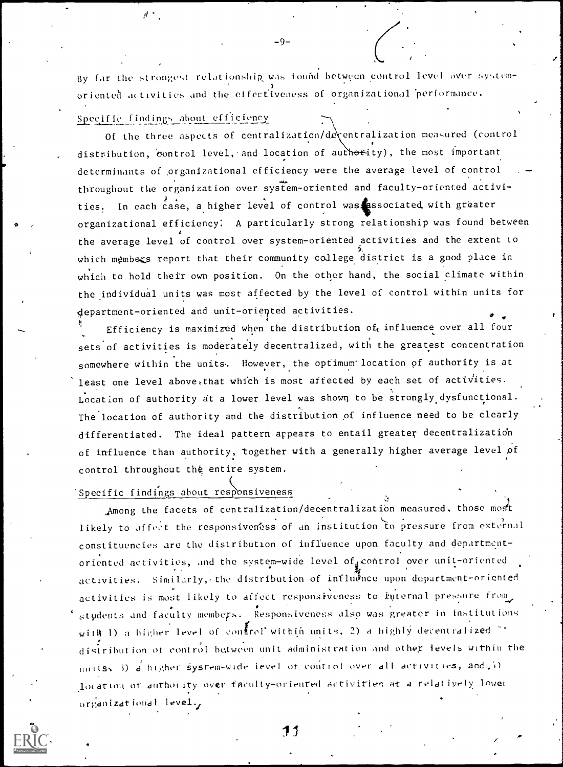By far the strongest relationship was found between control level over system-oriented activities and the effectiveness of organizational performance.

## Specific findings about efficiency

Of the three aspects of centralization/decentralization measured (control distribution, control level, and location of authority), the most important determinants of organizational efficiency were the average level of control throughout the organization over system-oriented and faculty-oriented activities. In each case, a higher level of control was associated with greater organizational efficiency. A particularly strong relationship was found between the average level of control over system-oriented activities and the extent to which members report that their community college district is a good place in which to hold their own position. On the other hand, the social climate within the individual units was most affected by the level of control within units for department-oriented and unit-oriented activities.

Efficiency is maximized when the distribution of influence over all four sets of activities is moderately decentralized, with the greatest concentration somewhere within the units. However, the optimum location of authority is at least one level above that which is most affected by each set of activities. Location of authority at a lower level was shown to be strongly dysfunctional. The location of authority and the distribution of influence need to be clearly differentiated. The ideal pattern appears to entail greater decentralization of influence than authority, together with a generally higher average level of control throughout the entire system.

## Specific findings about responsiveness

Among the facets of centralization/decentralization measured, those most likely to affect the responsiveness of an institution to pressure from external constituencies are the distribution of influence upon faculty and department-oriented activities, and the system-wide level of control over unit-oriented activities. Similarly, the distribution of influence upon department-oriented activities is most likely to affect responsiveness to internal pressure from students and faculty members. Responsiveness also was greater in institutions with 1) a higher level of control within units, 2) a highly decentralized distribution of control between unit administration and other levels within the units, 3) a higher system-wide level of control over all activities, and 4) location of authority over faculty-oriented activities at a relatively lower organizational level.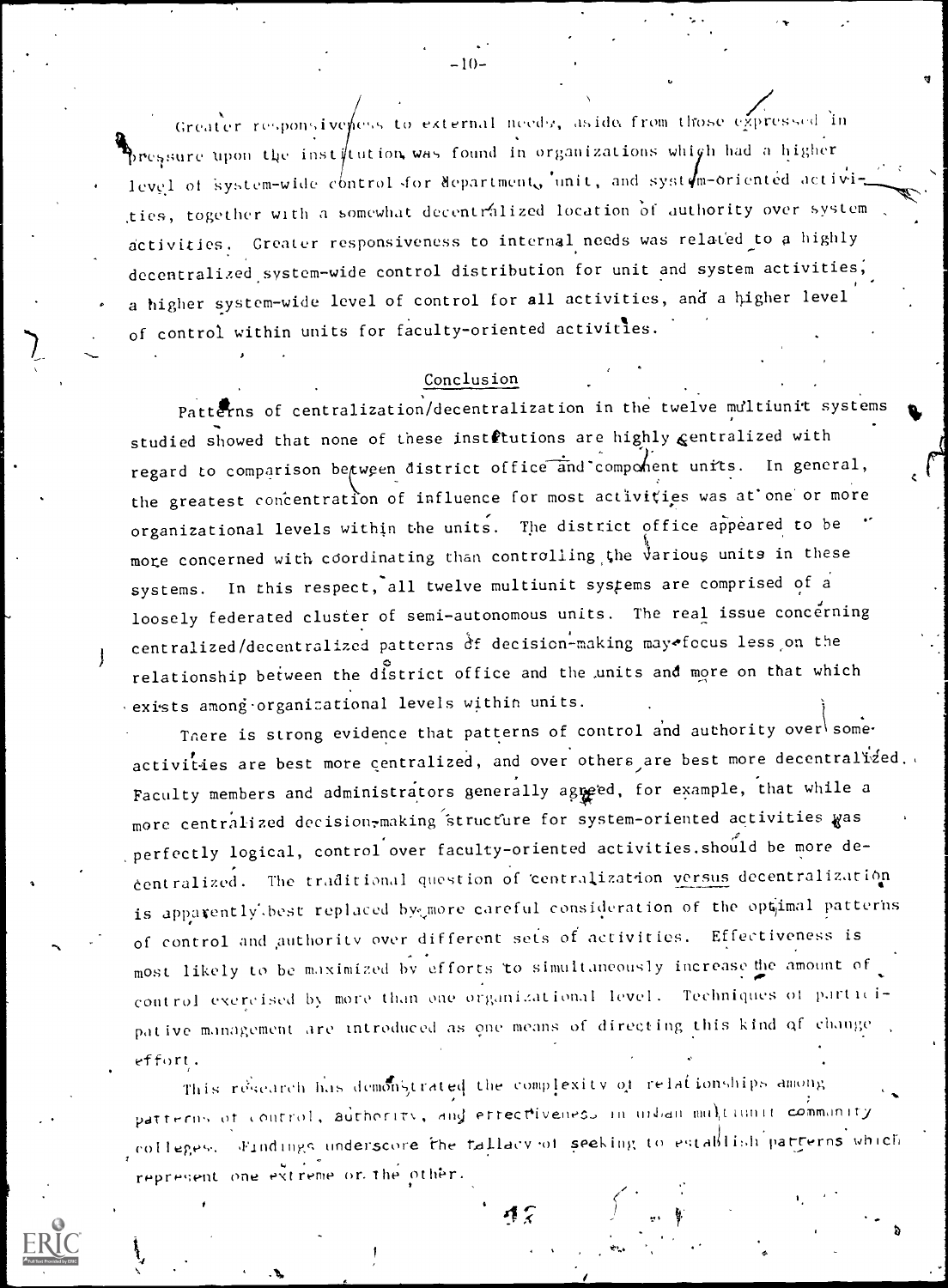Greater responsiveness to external needs, aside from those expressed in pressure upon the institution was found in organizations which had a higher level of system-wide control for department, unit, and system-oriented activities, together with a somewhat decentralized location of authority over system activities. Greater responsiveness to internal needs was related to a highly decentralized system-wide control distribution for unit and system activities, a higher system-wide level of control for all activities, and a higher level of control within units for faculty-oriented activities.

## Conclusion

Patterns of centralization/decentralization in the twelve multiunit systems studied showed that none of these institutions are highly centralized with regard to comparison between district office and component units. In general, the greatest concentration of influence for most activities was at one or more organizational levels within the units. The district office appeared to be more concerned with coordinating than controlling the various units in these systems. In this respect, all twelve multiunit systems are comprised of a loosely federated cluster of semi-autonomous units. The real issue concerning centralized/decentralized patterns of decision-making may focus less on the relationship between the district office and the units and more on that which exists among organizational levels within units.

There is strong evidence that patterns of control and authority over some activities are best more centralized, and over others are best more decentralized. Faculty members and administrators generally agreed, for example, that while a more centralized decision-making structure for system-oriented activities was perfectly logical, control over faculty-oriented activities should be more decentralized. The traditional question of centralization *versus* decentralization is apparently best replaced by more careful consideration of the optimal patterns of control and authority over different sets of activities. Effectiveness is most likely to be maximized by efforts to simultaneously increase the amount of control exercised by more than one organizational level. Techniques of participative management are introduced as one means of directing this kind of change effort.

This research has demonstrated the complexity of relationships among patterns of control, authority, and effectiveness in urban multiunit community colleges. Findings underscore the fallacy of seeking to establish patterns which represent one extreme or the other.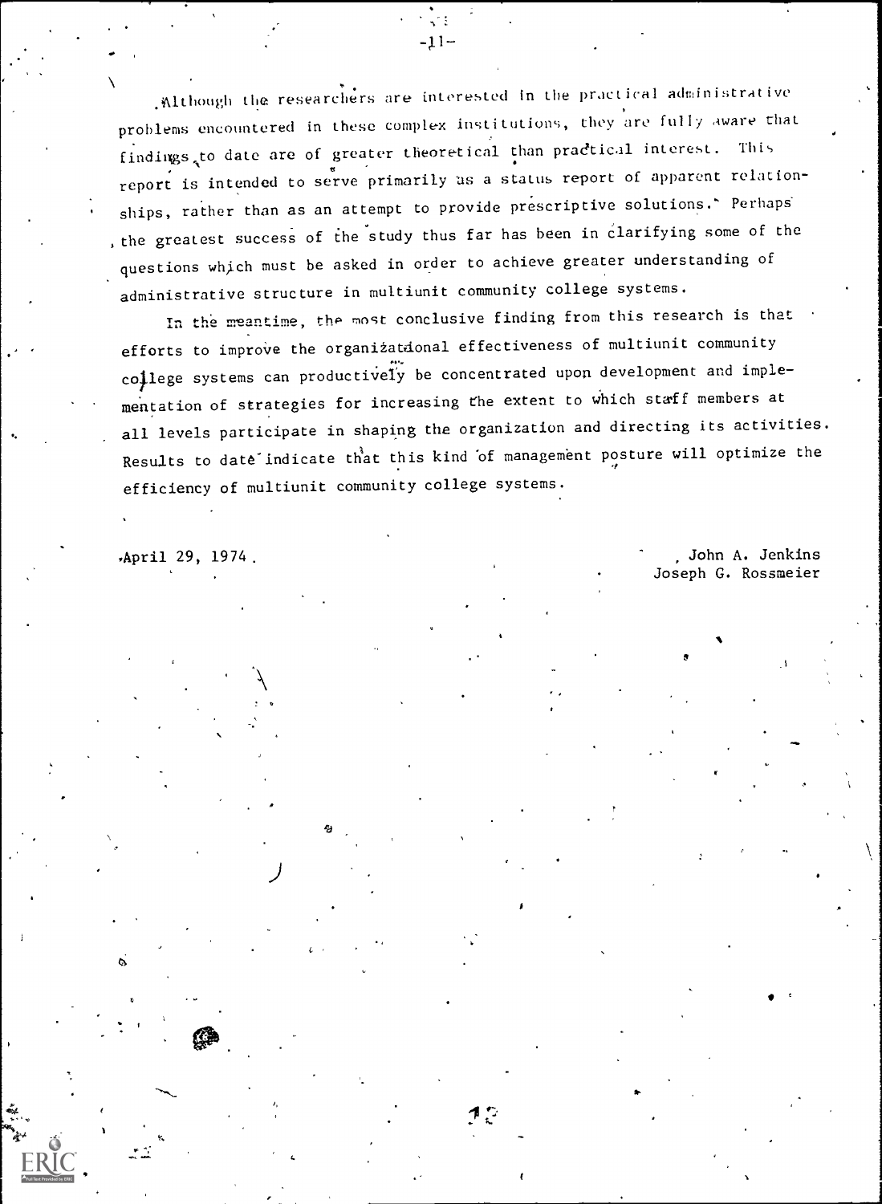Although the researchers are interested in the practical administrative problems encountered in these complex institutions, they are fully aware that findings to date are of greater theoretical than practical interest. This report is intended to serve primarily as a status report of apparent relationships, rather than as an attempt to provide prescriptive solutions. Perhaps the greatest success of the study thus far has been in clarifying some of the questions which must be asked in order to achieve greater understanding of administrative structure in multiunit community college systems.

In the meantime, the most conclusive finding from this research is that efforts to improve the organizational effectiveness of multiunit community college systems can productively be concentrated upon development and implementation of strategies for increasing the extent to which staff members at all levels participate in shaping the organization and directing its activities. Results to date indicate that this kind of management posture will optimize the efficiency of multiunit community college systems.

April 29, 1974

John A. Jenkins
Joseph G. Rossmeier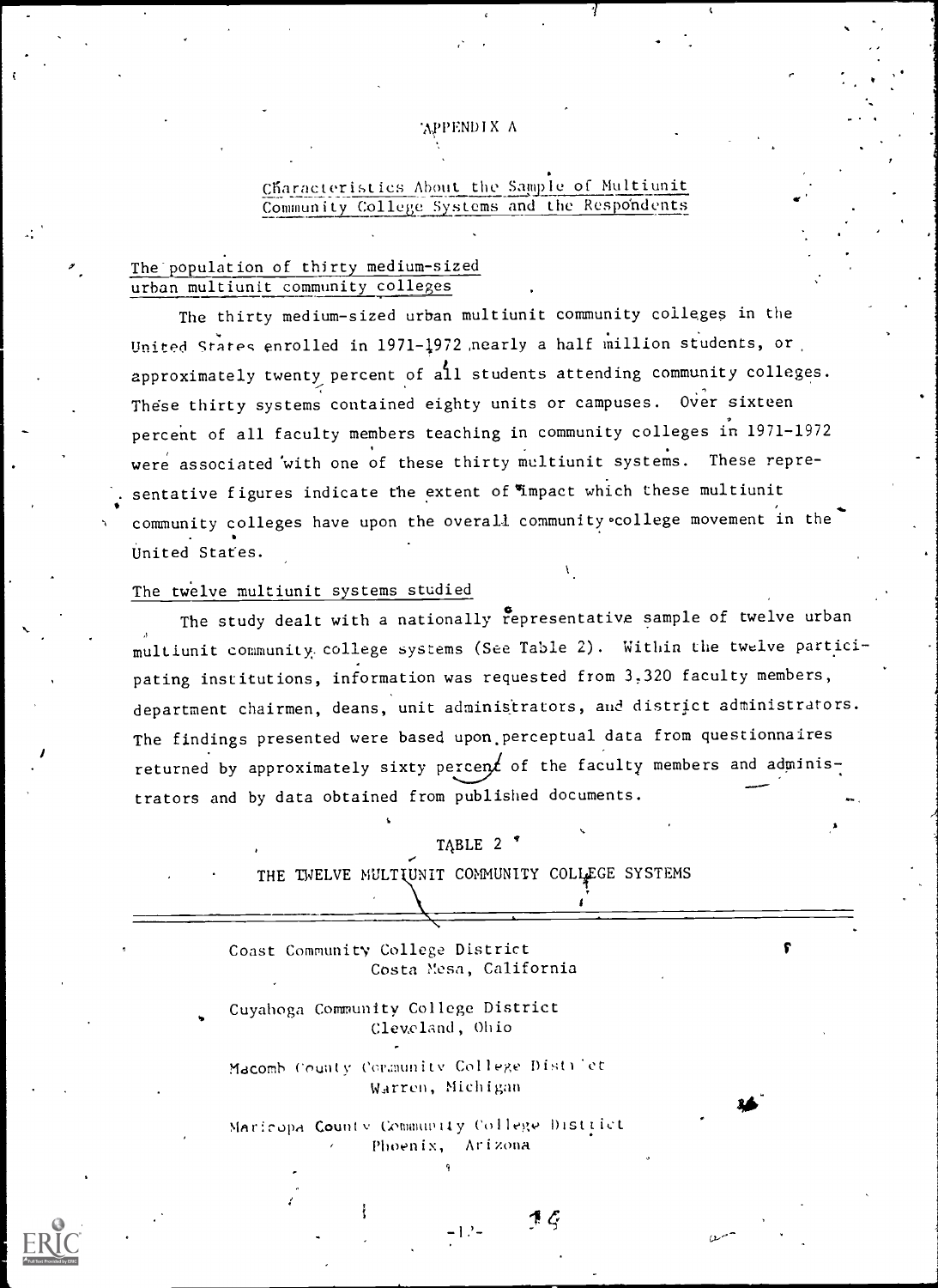# APPENDIX A

## Characteristics About the Sample of Multiunit Community College Systems and the Respondents

### The population of thirty medium-sized urban multiunit community colleges

The thirty medium-sized urban multiunit community colleges in the United States enrolled in 1971-1972 nearly a half million students, or approximately twenty percent of all students attending community colleges. These thirty systems contained eighty units or campuses. Over sixteen percent of all faculty members teaching in community colleges in 1971-1972 were associated with one of these thirty multiunit systems. These representative figures indicate the extent of impact which these multiunit community colleges have upon the overall community college movement in the United States.

### The twelve multiunit systems studied

The study dealt with a nationally representative sample of twelve urban multiunit community college systems (See Table 2). Within the twelve participating institutions, information was requested from 3,320 faculty members, department chairmen, deans, unit administrators, and district administrators. The findings presented were based upon perceptual data from questionnaires returned by approximately sixty percent of the faculty members and administrators and by data obtained from published documents.

TABLE 2

THE TWELVE MULTIUNIT COMMUNITY COLLEGE SYSTEMS

Coast Community College District
Costa Mesa, California

Cuyahoga Community College District
Cleveland, Ohio

Macomb County Community College District
Warren, Michigan

Maricopa County Community College District
Phoenix, Arizona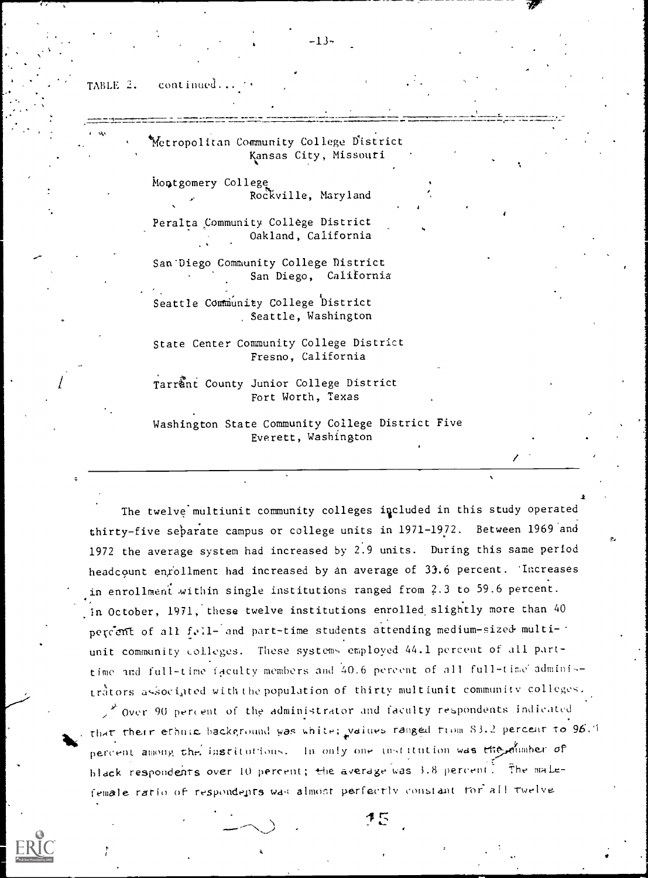TABLE 2. continued...

| |
|---|
| Metropolitan Community College District<br>Kansas City, Missouri |
| Montgomery College<br>Rockville, Maryland |
| Peralta Community College District<br>Oakland, California |
| San Diego Community College District<br>San Diego, California |
| Seattle Community College District<br>Seattle, Washington |
| State Center Community College District<br>Fresno, California |
| Tarrant County Junior College District<br>Fort Worth, Texas |
| Washington State Community College District Five<br>Everett, Washington |

The twelve multiunit community colleges included in this study operated thirty-five separate campus or college units in 1971-1972. Between 1969 and 1972 the average system had increased by 2.9 units. During this same period headcount enrollment had increased by an average of 33.6 percent. Increases in enrollment within single institutions ranged from 2.3 to 59.6 percent. In October, 1971, these twelve institutions enrolled slightly more than 40 percent of all full- and part-time students attending medium-sized multiunit community colleges. These systems employed 44.1 percent of all part-time and full-time faculty members and 40.6 percent of all full-time administrators associated with the population of thirty multiunit community colleges.

Over 90 percent of the administrator and faculty respondents indicated that their ethnic background was white; values ranged from 83.2 percent to 96.1 percent among the institutions. In only one institution was the number of black respondents over 10 percent; the average was 3.8 percent. The male-female ratio of respondents was almost perfectly constant for all twelve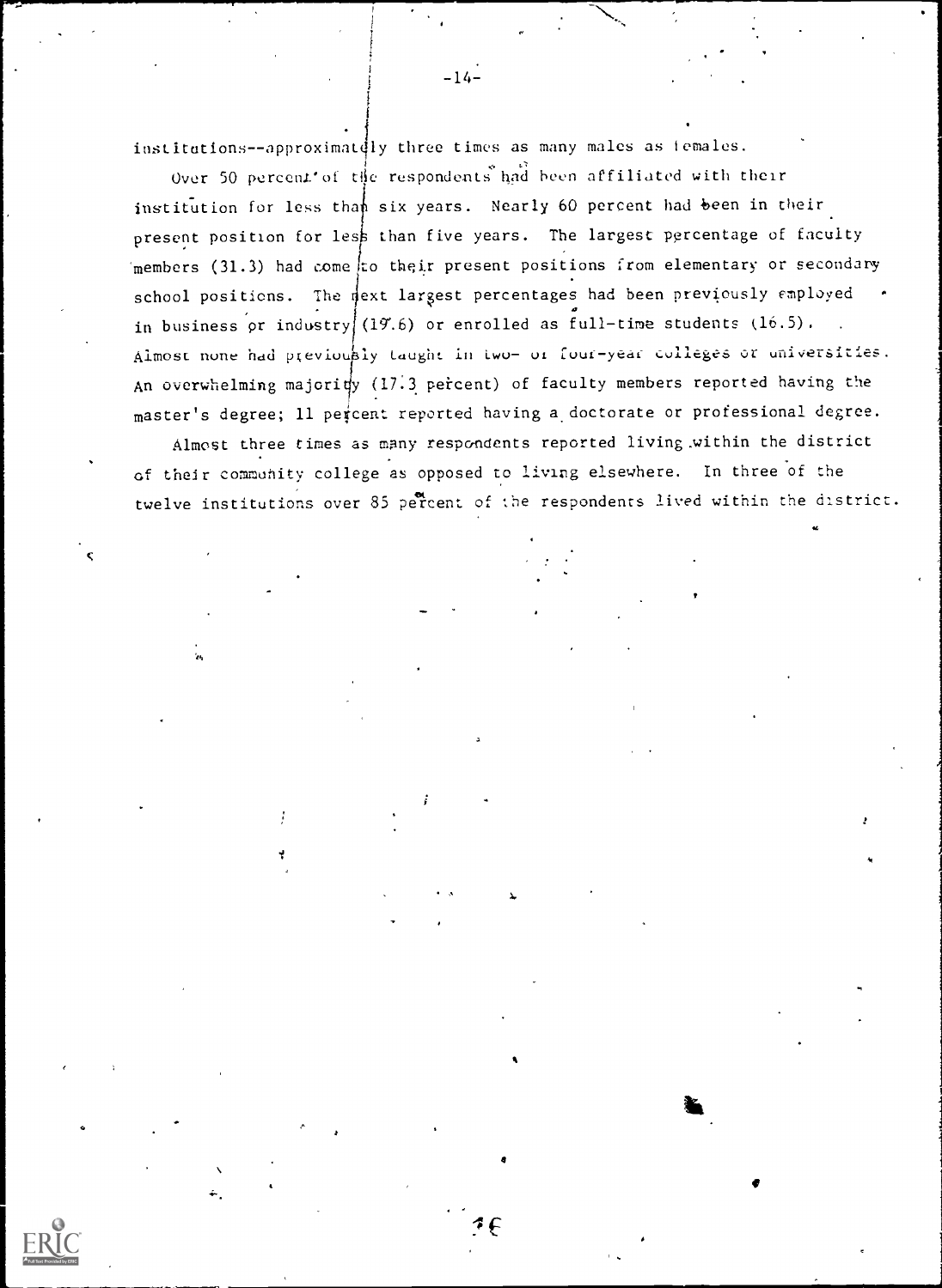institutions--approximately three times as many males as females.

Over 50 percent of the respondents had been affiliated with their institution for less than six years. Nearly 60 percent had been in their present position for less than five years. The largest percentage of faculty members (31.3) had come to their present positions from elementary or secondary school positions. The next largest percentages had been previously employed in business or industry (19.6) or enrolled as full-time students (16.5). Almost none had previously taught in two- or four-year colleges or universities. An overwhelming majority (17.3 percent) of faculty members reported having the master's degree; 11 percent reported having a doctorate or professional degree.

Almost three times as many respondents reported living within the district of their community college as opposed to living elsewhere. In three of the twelve institutions over 85 percent of the respondents lived within the district.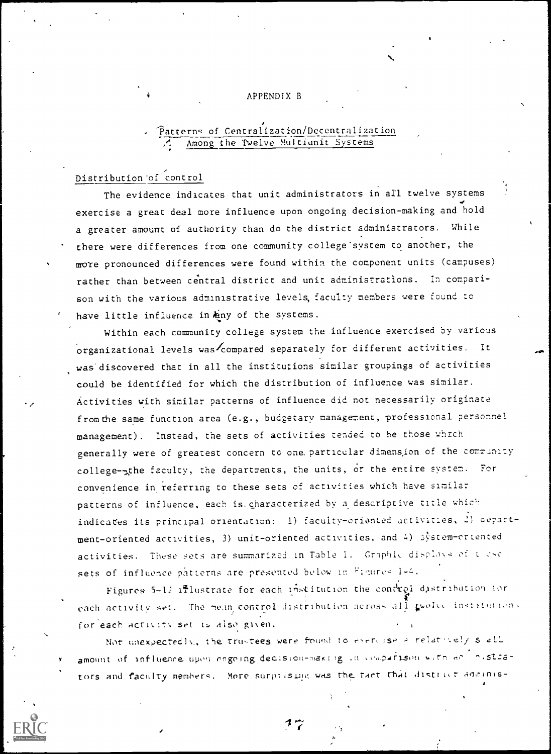# APPENDIX B

## Patterns of Centralization/Decentralization Among the Twelve Multiunit Systems

### Distribution of control

The evidence indicates that unit administrators in all twelve systems exercise a great deal more influence upon ongoing decision-making and hold a greater amount of authority than do the district administrators. While there were differences from one community college system to another, the more pronounced differences were found within the component units (campuses) rather than between central district and unit administrations. In comparison with the various administrative levels, faculty members were found to have little influence in any of the systems.

Within each community college system the influence exercised by various organizational levels was compared separately for different activities. It was discovered that in all the institutions similar groupings of activities could be identified for which the distribution of influence was similar. Activities with similar patterns of influence did not necessarily originate from the same function area (e.g., budgetary management, professional personnel management). Instead, the sets of activities tended to be those which generally were of greatest concern to one particular dimension of the community college--the faculty, the departments, the units, or the entire system. For convenience in referring to these sets of activities which have similar patterns of influence, each is characterized by a descriptive title which indicates its principal orientation: 1) faculty-oriented activities, 2) department-oriented activities, 3) unit-oriented activities, and 4) system-oriented activities. These sets are summarized in Table 1. Graphic displays of these sets of influence patterns are presented below in Figures 1-4.

Figures 5-12 illustrate for each institution the control distribution for each activity set. The mean control distribution across all twelve institutions for each activity set is also given.

Not unexpectedly, the trustees were found to exercise a relatively small amount of influence upon ongoing decision-making in comparison with administrators and faculty members. More surprising was the fact that district adminis-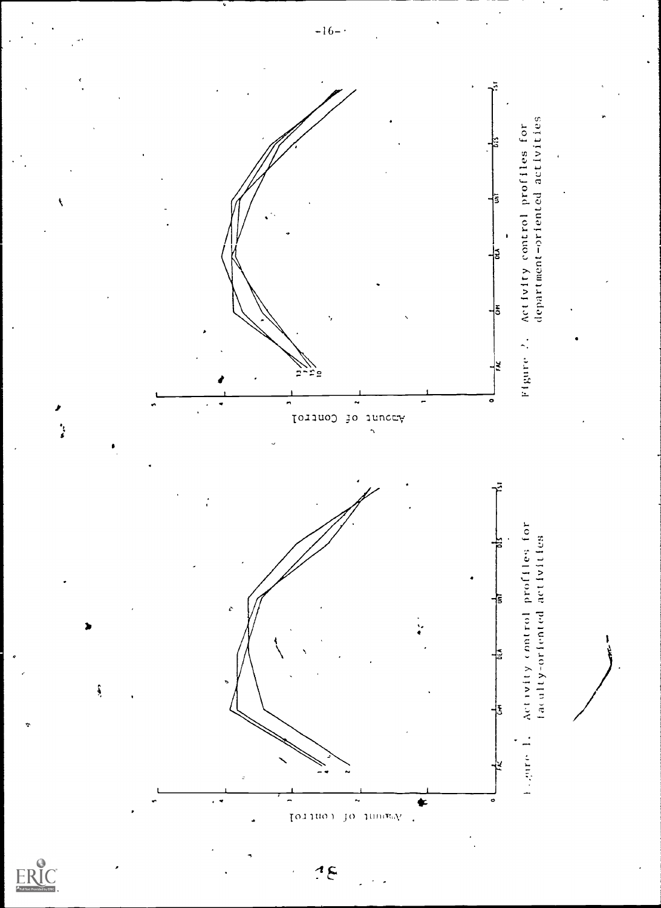Figure 1. Activity control profiles for faculty-oriented activities

Figure 2. Activity control profiles for department-oriented activities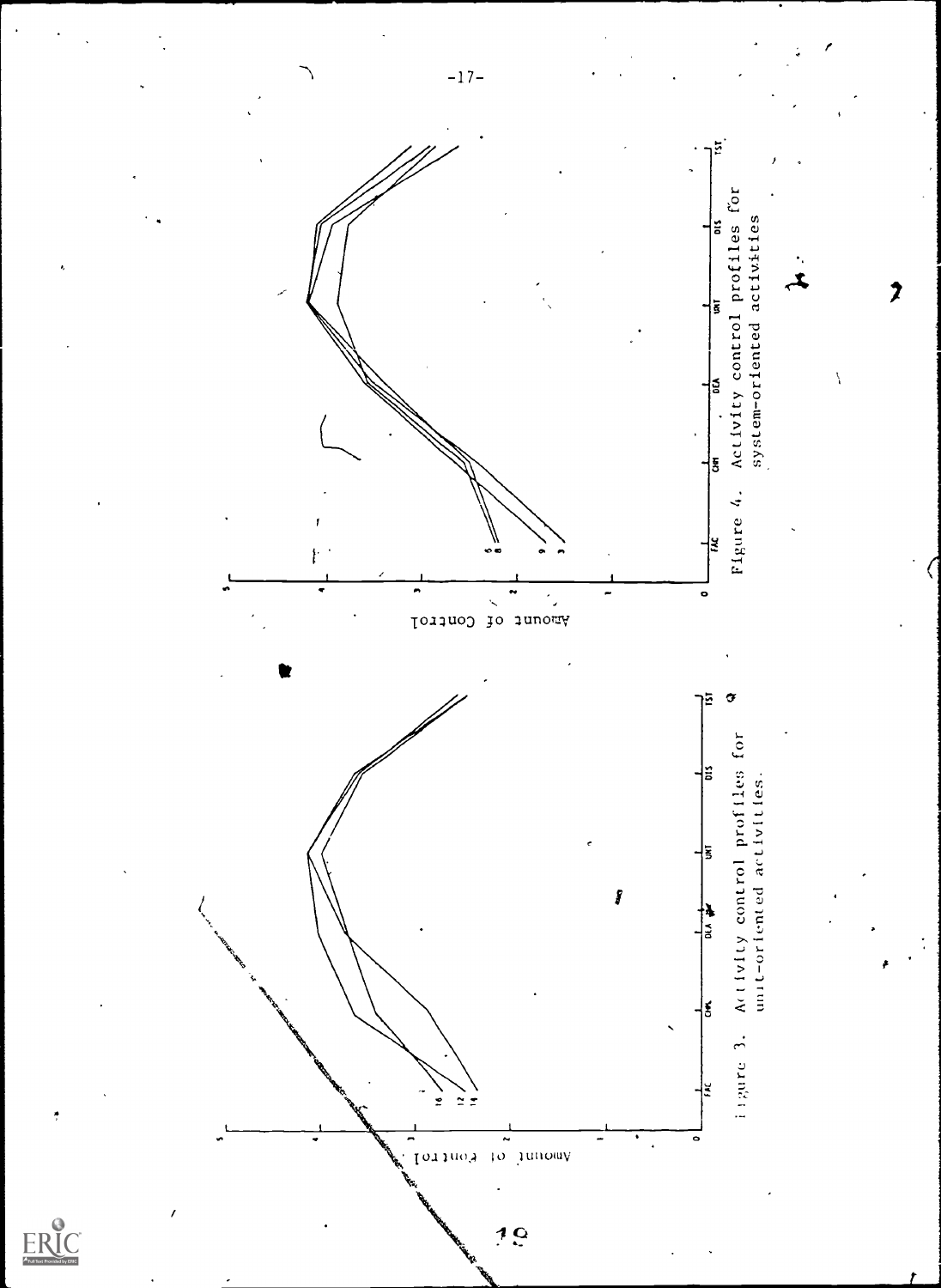Figure 3. Activity control profiles for unit-oriented activities.

Figure 4. Activity control profiles for system-oriented activities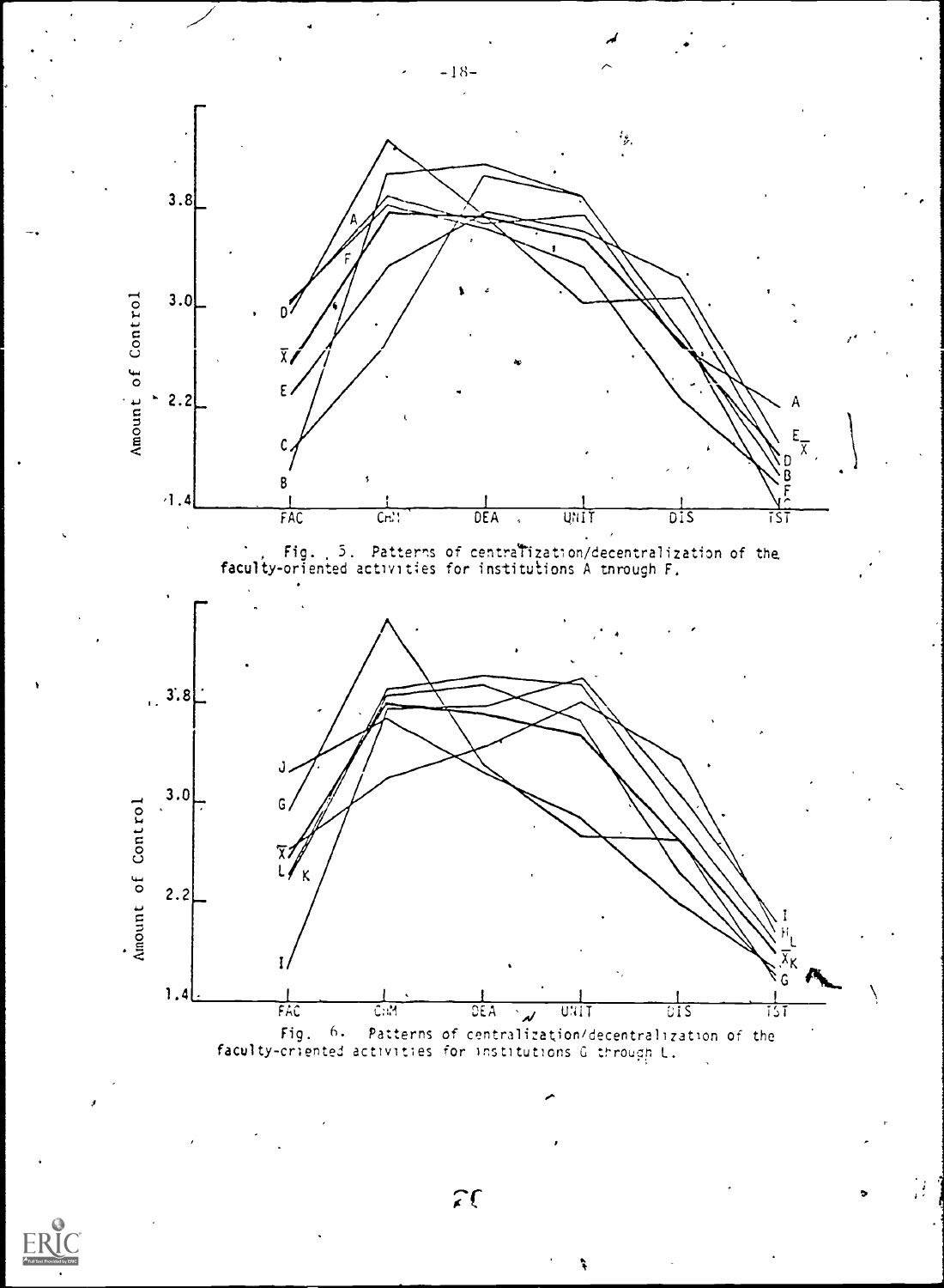Fig. 5. Patterns of centralization/decentralization of the faculty-oriented activities for institutions A through F.

Fig. 6. Patterns of centralization/decentralization of the faculty-oriented activities for institutions G through L.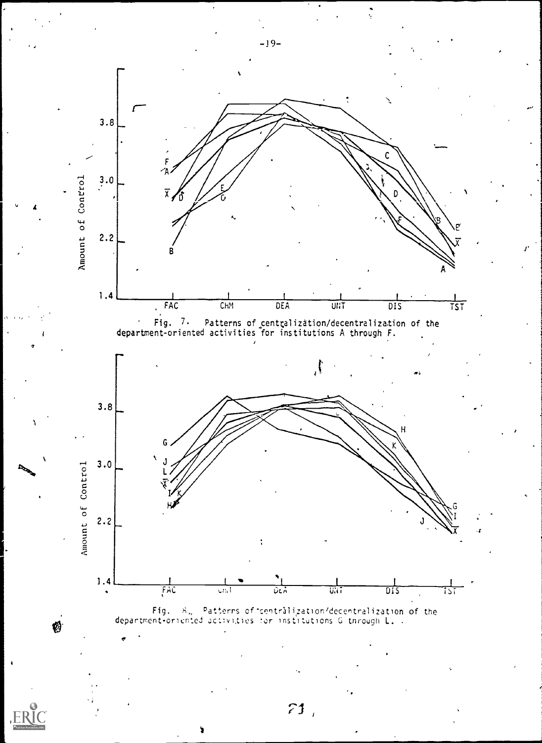Fig. 7. Patterns of centralization/decentralization of the department-oriented activities for institutions A through F.

Fig. 8. Patterns of centralization/decentralization of the department-oriented activities for institutions G through L.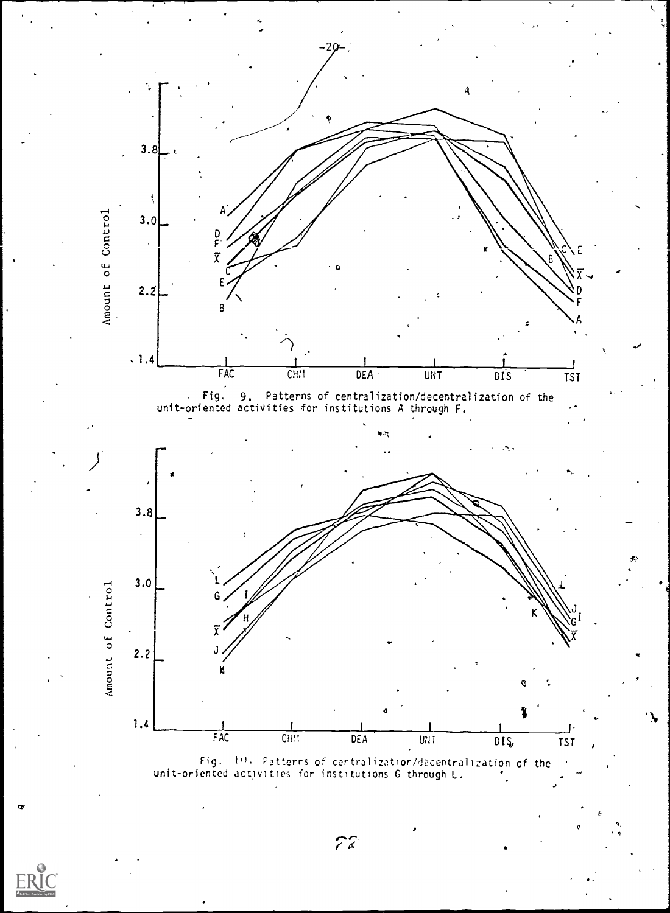Fig. 9. Patterns of centralization/decentralization of the unit-oriented activities for institutions A through F.

Fig. 10. Patterns of centralization/decentralization of the unit-oriented activities for institutions G through L.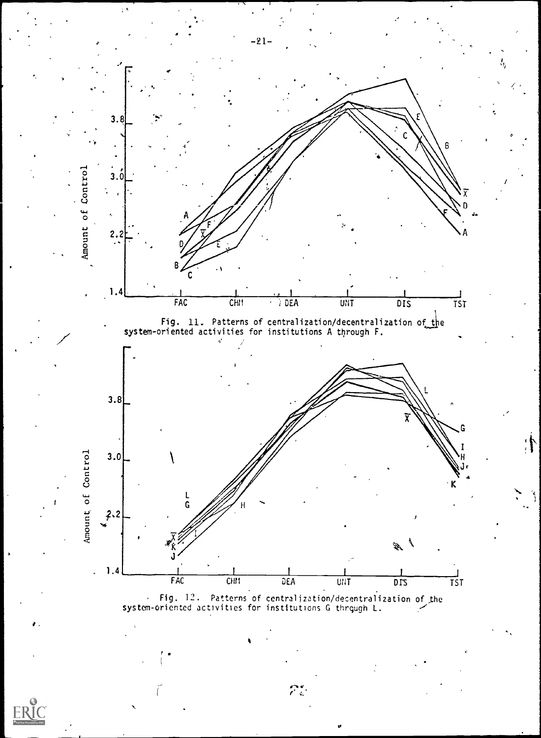Fig. 11. Patterns of centralization/decentralization of the system-oriented activities for institutions A through F.

Fig. 12. Patterns of centralization/decentralization of the system-oriented activities for institutions G through L.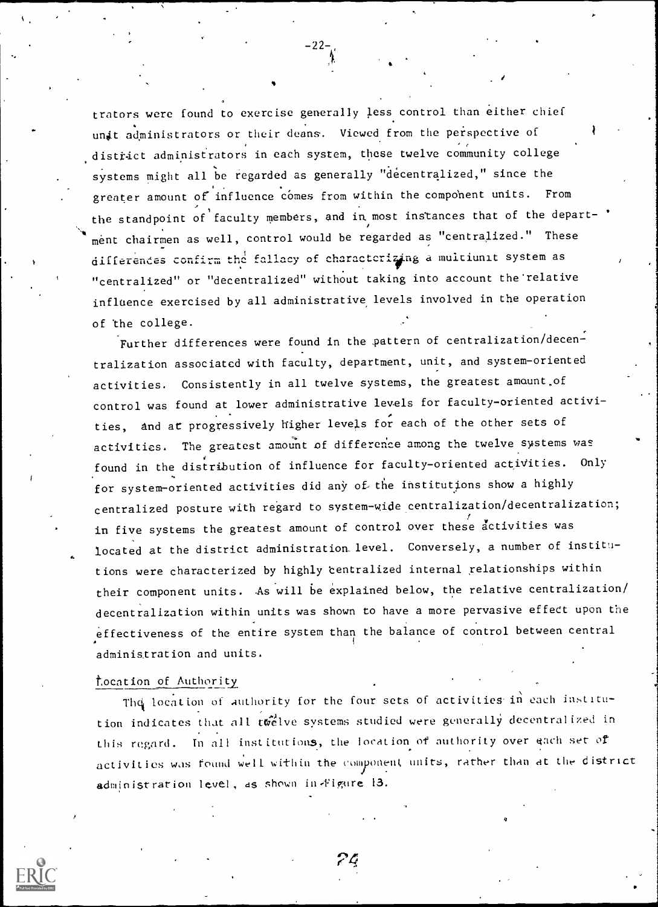trators were found to exercise generally less control than either chief unit administrators or their deans. Viewed from the perspective of district administrators in each system, these twelve community college systems might all be regarded as generally "decentralized," since the greater amount of influence comes from within the component units. From the standpoint of faculty members, and in most instances that of the department chairmen as well, control would be regarded as "centralized." These differences confirm the fallacy of characterizing a multiunit system as "centralized" or "decentralized" without taking into account the relative influence exercised by all administrative levels involved in the operation of the college.

Further differences were found in the pattern of centralization/decentralization associated with faculty, department, unit, and system-oriented activities. Consistently in all twelve systems, the greatest amount of control was found at lower administrative levels for faculty-oriented activities, and at progressively higher levels for each of the other sets of activities. The greatest amount of difference among the twelve systems was found in the distribution of influence for faculty-oriented activities. Only for system-oriented activities did any of the institutions show a highly centralized posture with regard to system-wide centralization/decentralization; in five systems the greatest amount of control over these activities was located at the district administration level. Conversely, a number of institutions were characterized by highly centralized internal relationships within their component units. As will be explained below, the relative centralization/decentralization within units was shown to have a more pervasive effect upon the effectiveness of the entire system than the balance of control between central administration and units.

## Location of Authority

The location of authority for the four sets of activities in each institution indicates that all twelve systems studied were generally decentralized in this regard. In all institutions, the location of authority over each set of activities was found well within the component units, rather than at the district administration level, as shown in Figure 13.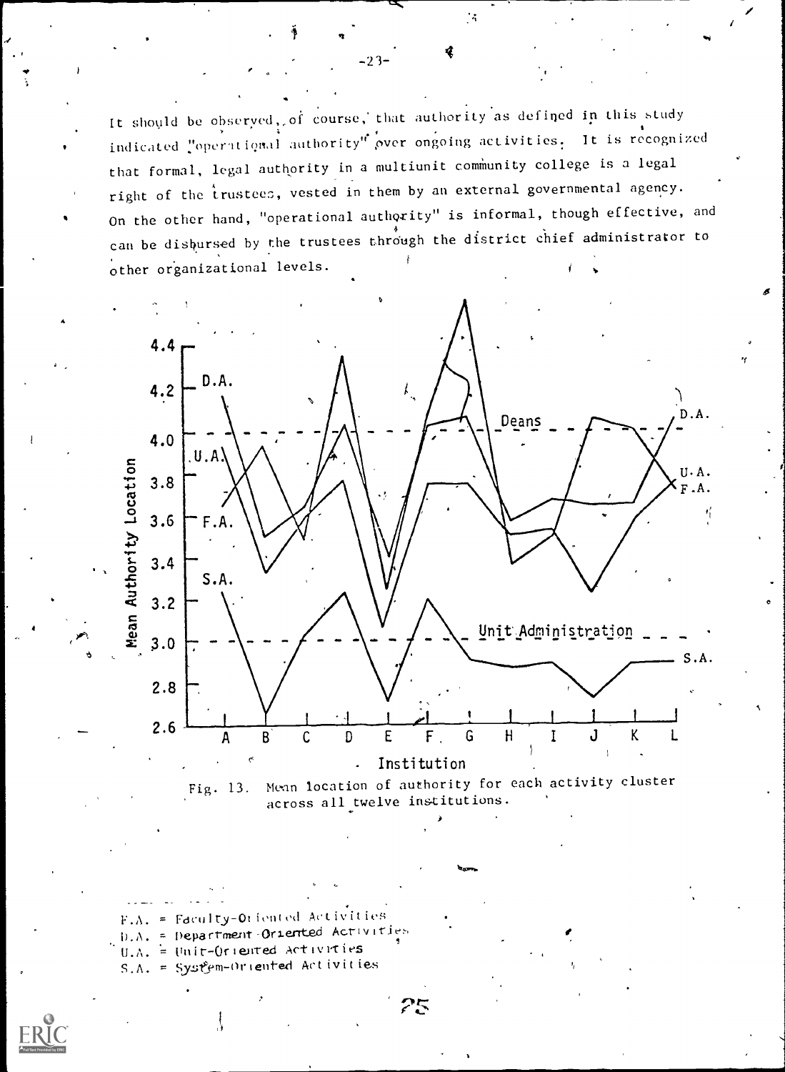It should be observed, of course, that authority as defined in this study indicated "operational authority" over ongoing activities. It is recognized that formal, legal authority in a multiunit community college is a legal right of the trustees, vested in them by an external governmental agency. On the other hand, "operational authority" is informal, though effective, and can be disbursed by the trustees through the district chief administrator to other organizational levels.

Fig. 13. Mean location of authority for each activity cluster across all twelve institutions.

F.A. = Faculty-Oriented Activities
D.A. = Department-Oriented Activities
U.A. = Unit-Oriented Activities
S.A. = System-Oriented Activities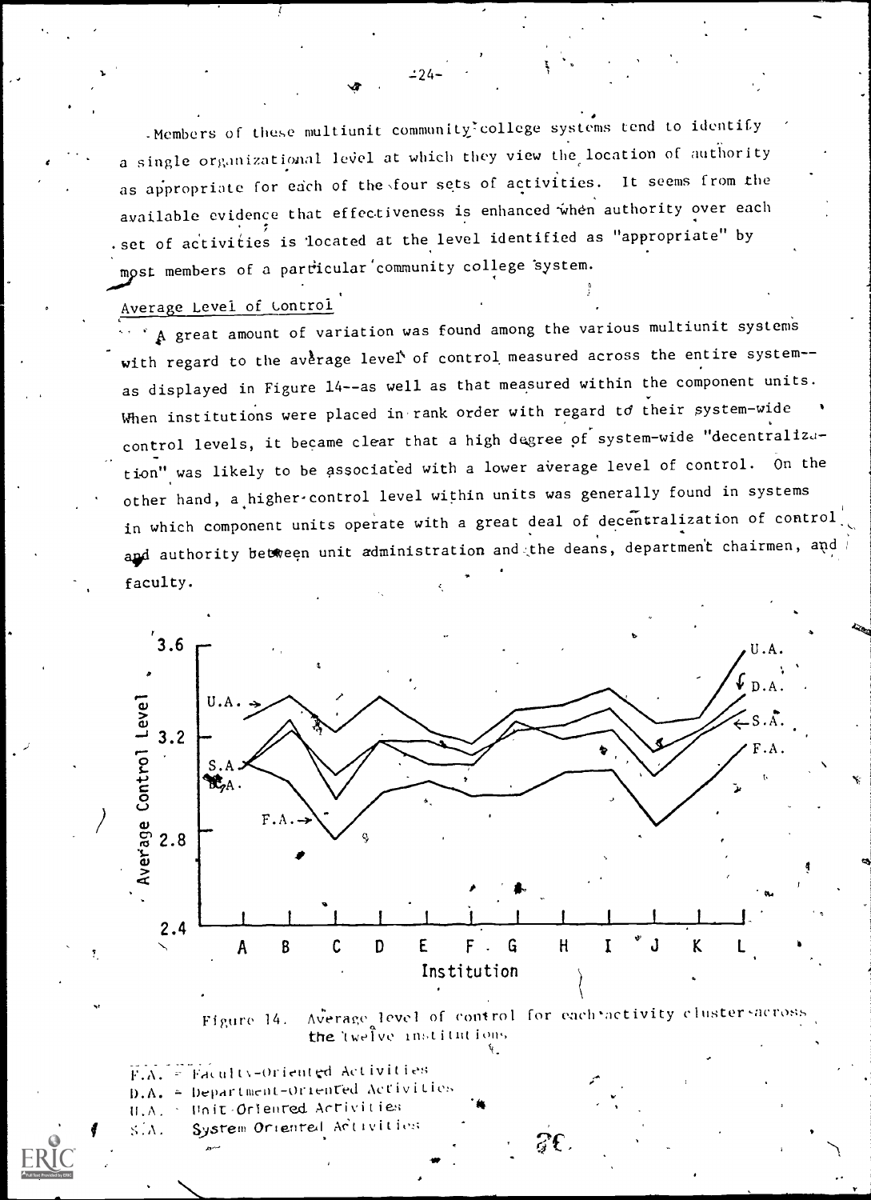Members of these multiunit community-college systems tend to identify a single organizational level at which they view the location of authority as appropriate for each of the four sets of activities. It seems from the available evidence that effectiveness is enhanced when authority over each set of activities is located at the level identified as "appropriate" by most members of a particular community college system.

## Average Level of Control

A great amount of variation was found among the various multiunit systems with regard to the average level of control measured across the entire system--as displayed in Figure 14--as well as that measured within the component units. When institutions were placed in rank order with regard to their system-wide control levels, it became clear that a high degree of system-wide "decentralization" was likely to be associated with a lower average level of control. On the other hand, a higher control level within units was generally found in systems in which component units operate with a great deal of decentralization of control and authority between unit administration and the deans, department chairmen, and faculty.

Figure 14. Average level of control for each activity cluster across the twelve institutions

F.A. = Faculty-Oriented Activities
D.A. = Department-Oriented Activities
U.A. = Unit-Oriented Activities
S.A. = System Oriented Activities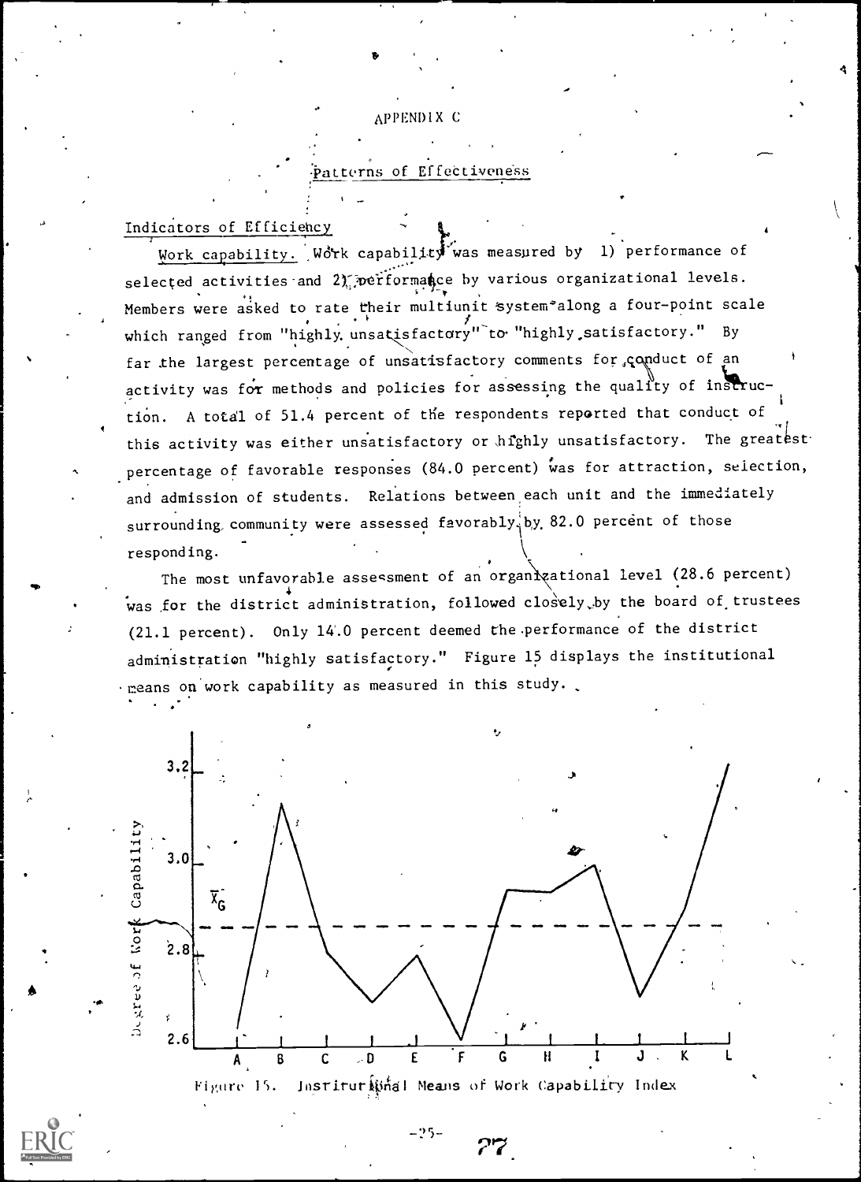# APPENDIX C

## Patterns of Effectiveness

### Indicators of Efficiency

Work capability. Work capability was measured by 1) performance of selected activities and 2) performance by various organizational levels. Members were asked to rate their multiunit system along a four-point scale which ranged from "highly unsatisfactory" to "highly satisfactory." By far the largest percentage of unsatisfactory comments for conduct of an activity was for methods and policies for assessing the quality of instruction. A total of 51.4 percent of the respondents reported that conduct of this activity was either unsatisfactory or highly unsatisfactory. The greatest percentage of favorable responses (84.0 percent) was for attraction, selection, and admission of students. Relations between each unit and the immediately surrounding community were assessed favorably by 82.0 percent of those responding.

The most unfavorable assessment of an organizational level (28.6 percent) was for the district administration, followed closely by the board of trustees (21.1 percent). Only 14.0 percent deemed the performance of the district administration "highly satisfactory." Figure 15 displays the institutional means on work capability as measured in this study.

Figure 15. Institutional Means of Work Capability Index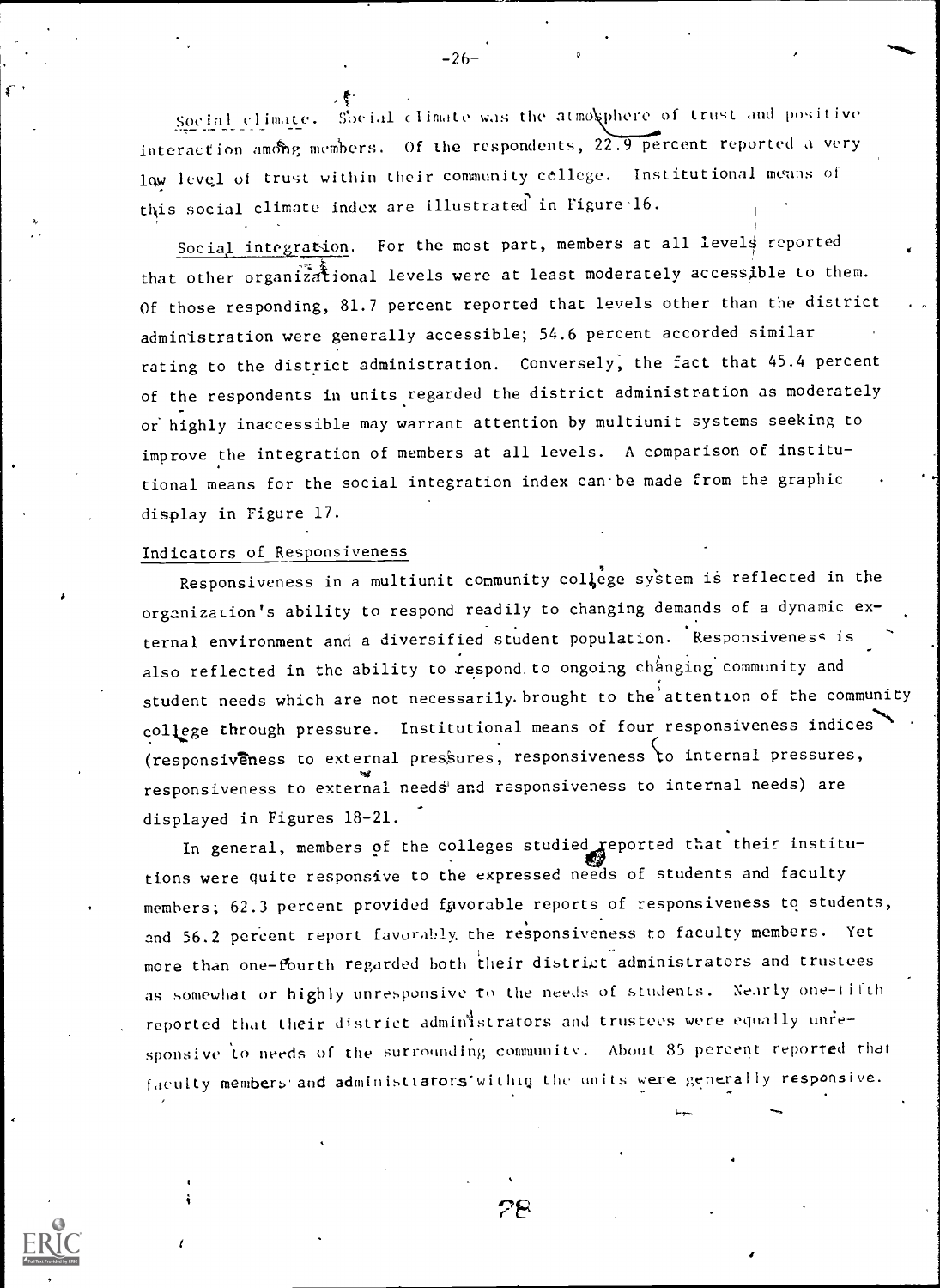*Social climate.* Social climate was the atmosphere of trust and positive interaction among members. Of the respondents, 22.9 percent reported a very low level of trust within their community college. Institutional means of this social climate index are illustrated in Figure 16.

*Social integration.* For the most part, members at all levels reported that other organizational levels were at least moderately accessible to them. Of those responding, 81.7 percent reported that levels other than the district administration were generally accessible; 54.6 percent accorded similar rating to the district administration. Conversely, the fact that 45.4 percent of the respondents in units regarded the district administration as moderately or highly inaccessible may warrant attention by multiunit systems seeking to improve the integration of members at all levels. A comparison of institutional means for the social integration index can be made from the graphic display in Figure 17.

## Indicators of Responsiveness

Responsiveness in a multiunit community college system is reflected in the organization's ability to respond readily to changing demands of a dynamic external environment and a diversified student population. Responsiveness is also reflected in the ability to respond to ongoing changing community and student needs which are not necessarily brought to the attention of the community college through pressure. Institutional means of four responsiveness indices (responsiveness to external pressures, responsiveness to internal pressures, responsiveness to external needs and responsiveness to internal needs) are displayed in Figures 18-21.

In general, members of the colleges studied reported that their institutions were quite responsive to the expressed needs of students and faculty members; 62.3 percent provided favorable reports of responsiveness to students, and 56.2 percent report favorably the responsiveness to faculty members. Yet more than one-fourth regarded both their district administrators and trustees as somewhat or highly unresponsive to the needs of students. Nearly one-fifth reported that their district administrators and trustees were equally unresponsive to needs of the surrounding community. About 85 percent reported that faculty members and administrators within the units were generally responsive.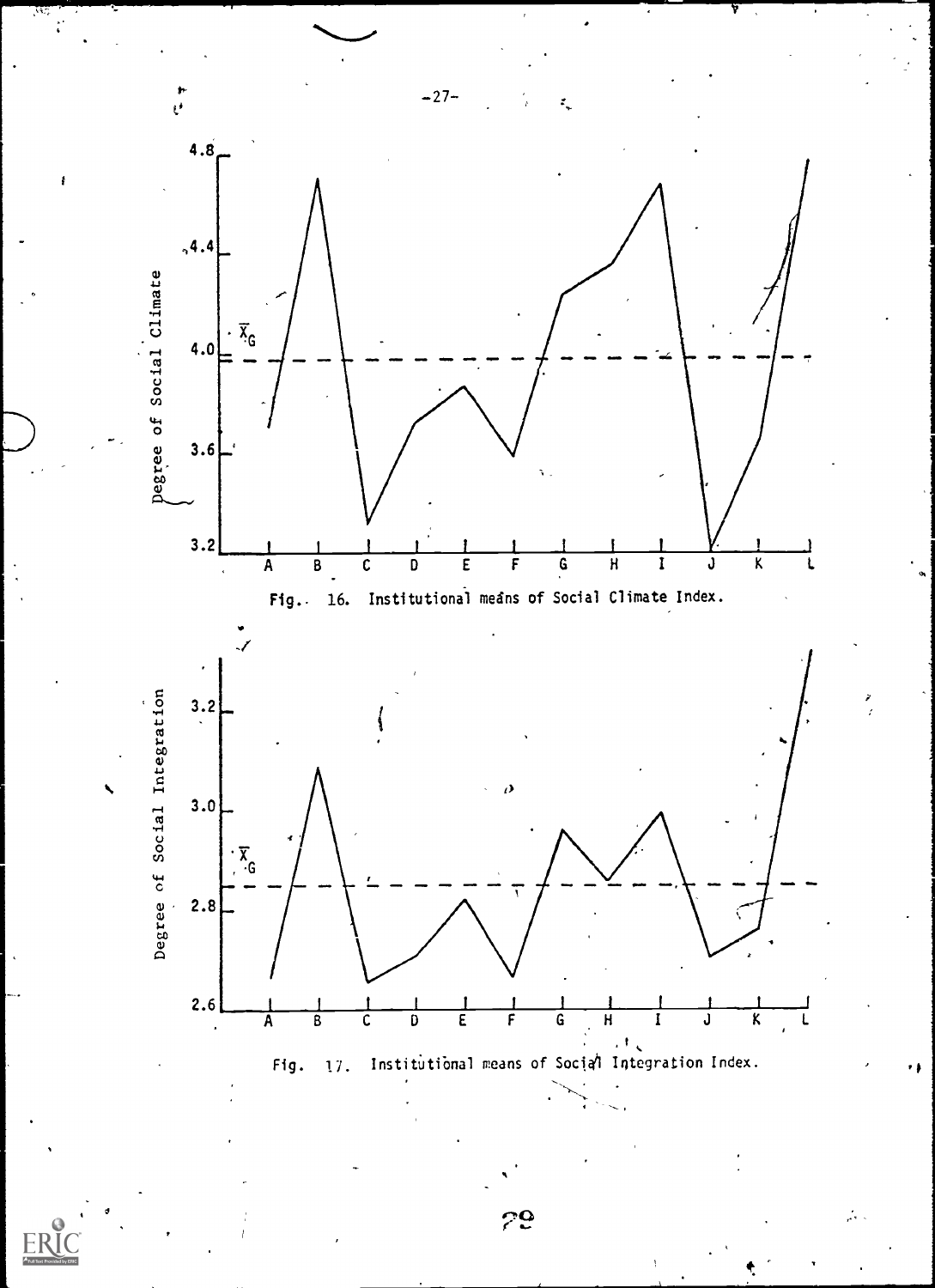Fig. 16. Institutional means of Social Climate Index.

Fig. 17. Institutional means of Social Integration Index.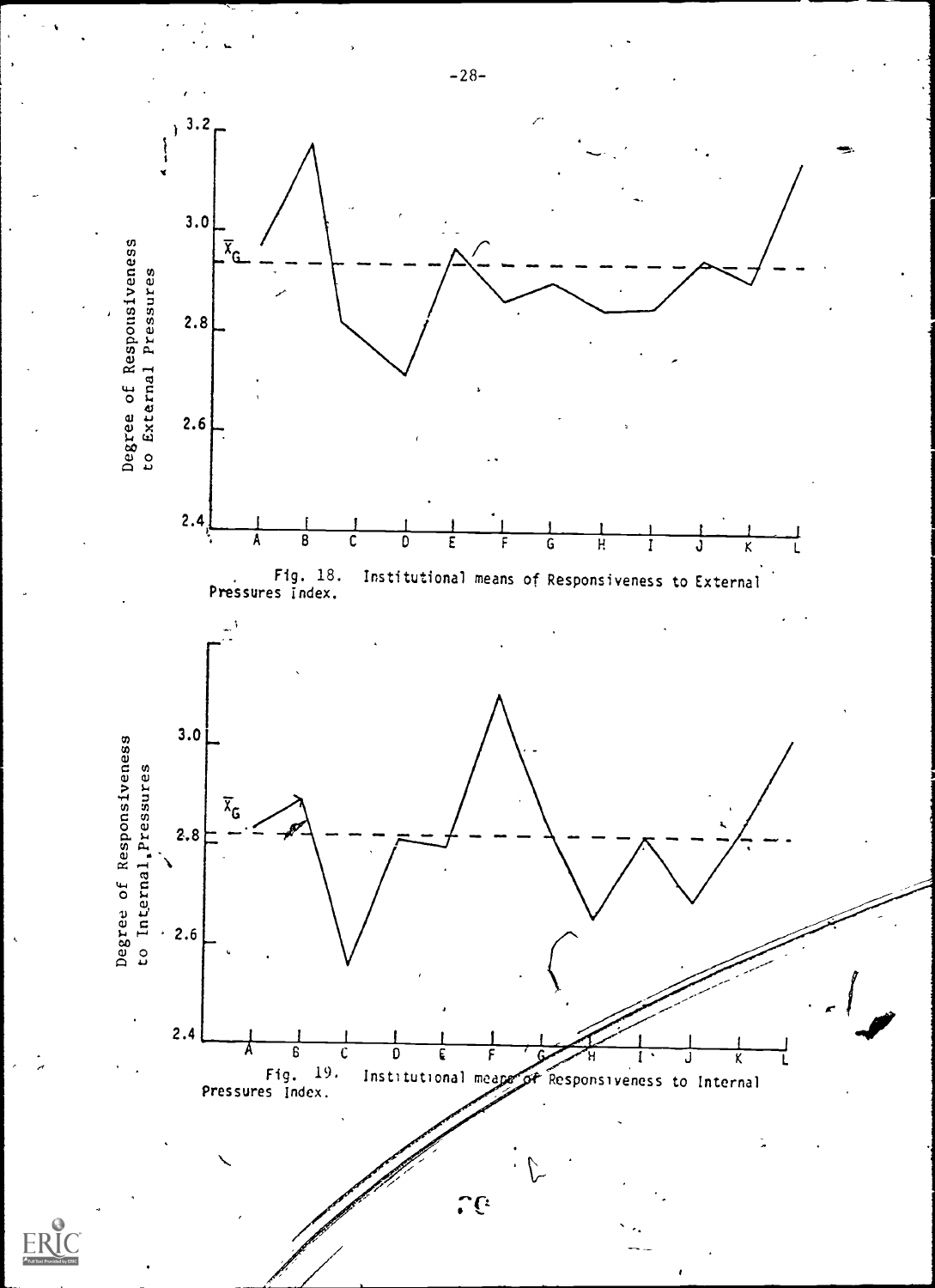Fig. 18. Institutional means of Responsiveness to External Pressures Index.

Fig. 19. Institutional means of Responsiveness to Internal Pressures Index.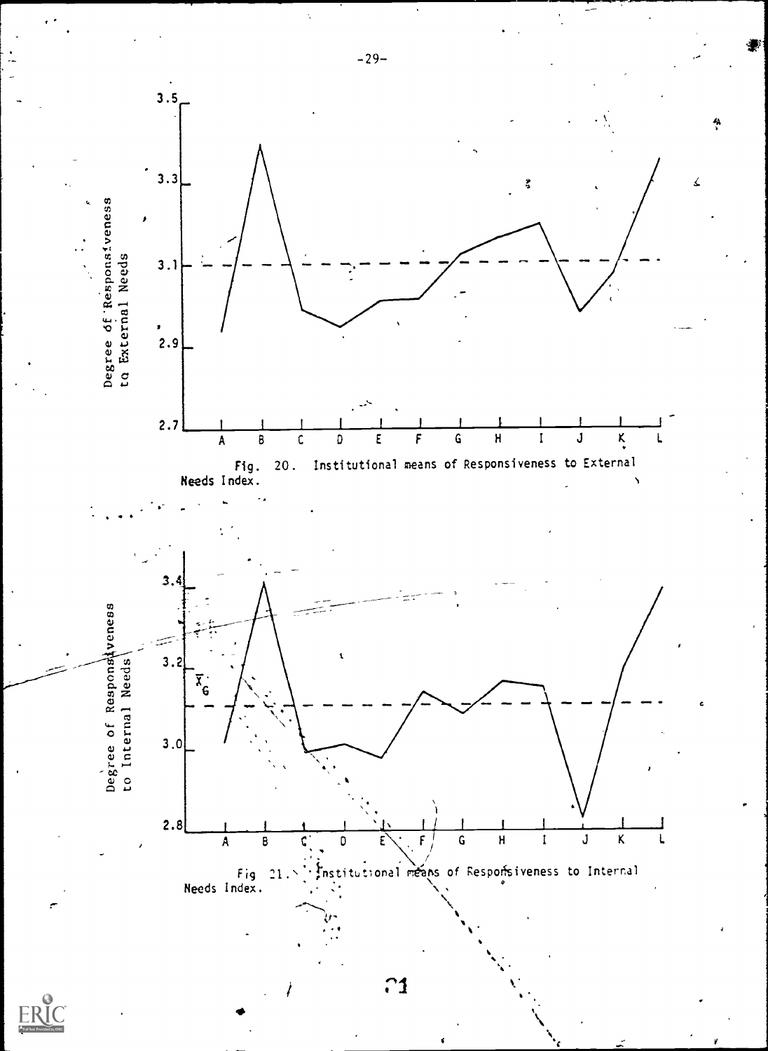Fig. 20. Institutional means of Responsiveness to External Needs Index.

Fig. 21. Institutional means of Responsiveness to Internal Needs Index.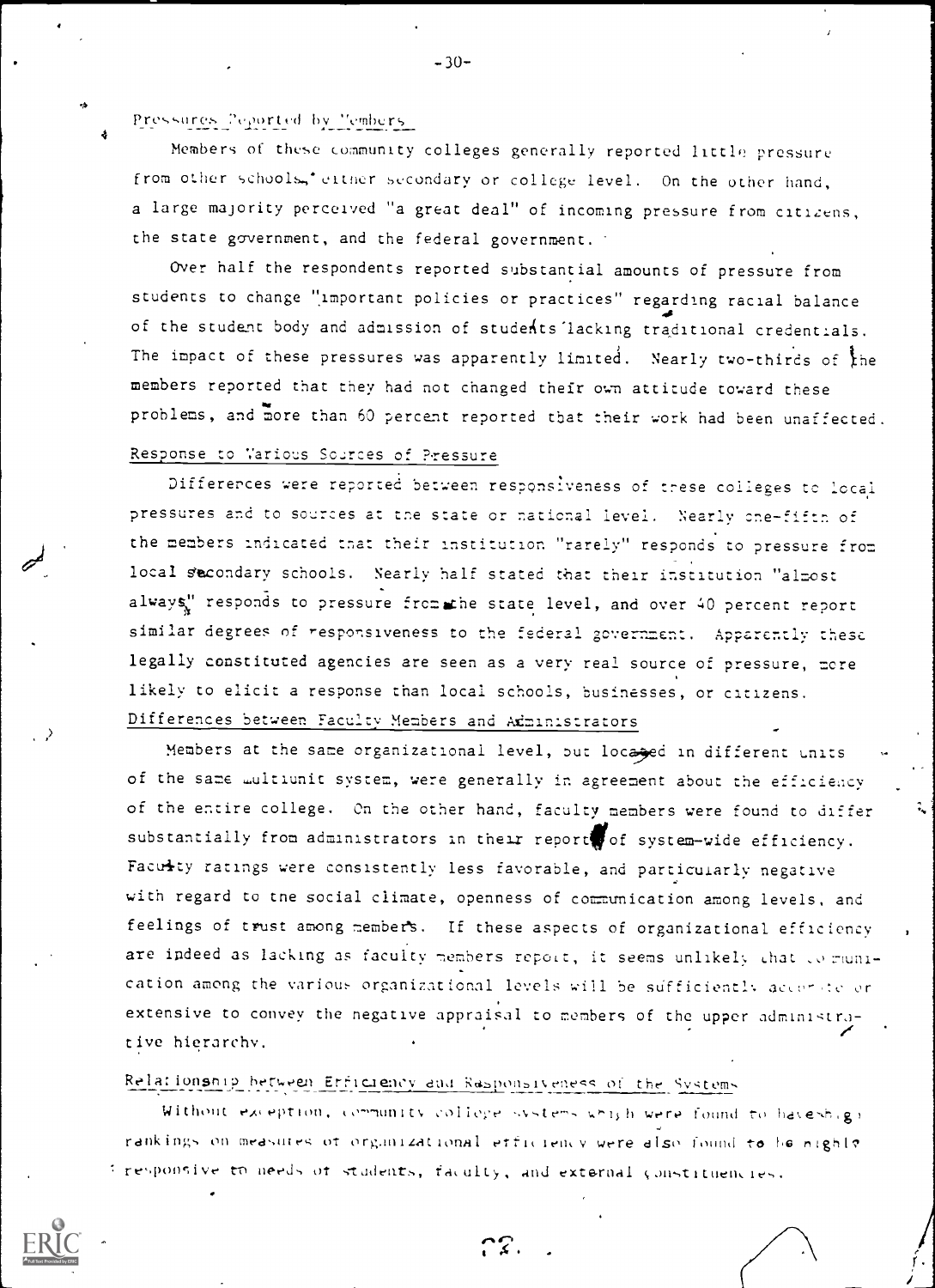### Pressures Reported by Members

Members of these community colleges generally reported little pressure from other schools, either secondary or college level. On the other hand, a large majority perceived "a great deal" of incoming pressure from citizens, the state government, and the federal government.

Over half the respondents reported substantial amounts of pressure from students to change "important policies or practices" regarding racial balance of the student body and admission of students lacking traditional credentials. The impact of these pressures was apparently limited. Nearly two-thirds of the members reported that they had not changed their own attitude toward these problems, and more than 60 percent reported that their work had been unaffected.

### Response to Various Sources of Pressure

Differences were reported between responsiveness of these colleges to local pressures and to sources at the state or national level. Nearly one-fifth of the members indicated that their institution "rarely" responds to pressure from local secondary schools. Nearly half stated that their institution "almost always" responds to pressure from the state level, and over 40 percent report similar degrees of responsiveness to the federal government. Apparently these legally constituted agencies are seen as a very real source of pressure, more likely to elicit a response than local schools, businesses, or citizens.

### Differences between Faculty Members and Administrators

Members at the same organizational level, but located in different units of the same multiunit system, were generally in agreement about the efficiency of the entire college. On the other hand, faculty members were found to differ substantially from administrators in their reports of system-wide efficiency. Faculty ratings were consistently less favorable, and particularly negative with regard to the social climate, openness of communication among levels, and feelings of trust among members. If these aspects of organizational efficiency are indeed as lacking as faculty members report, it seems unlikely that communication among the various organizational levels will be sufficiently accurate or extensive to convey the negative appraisal to members of the upper administrative hierarchy.

### Relationship between Efficiency and Responsiveness of the Systems

Without exception, community college systems which were found to have high rankings on measures of organizational efficiency were also found to be highly responsive to needs of students, faculty, and external constituencies.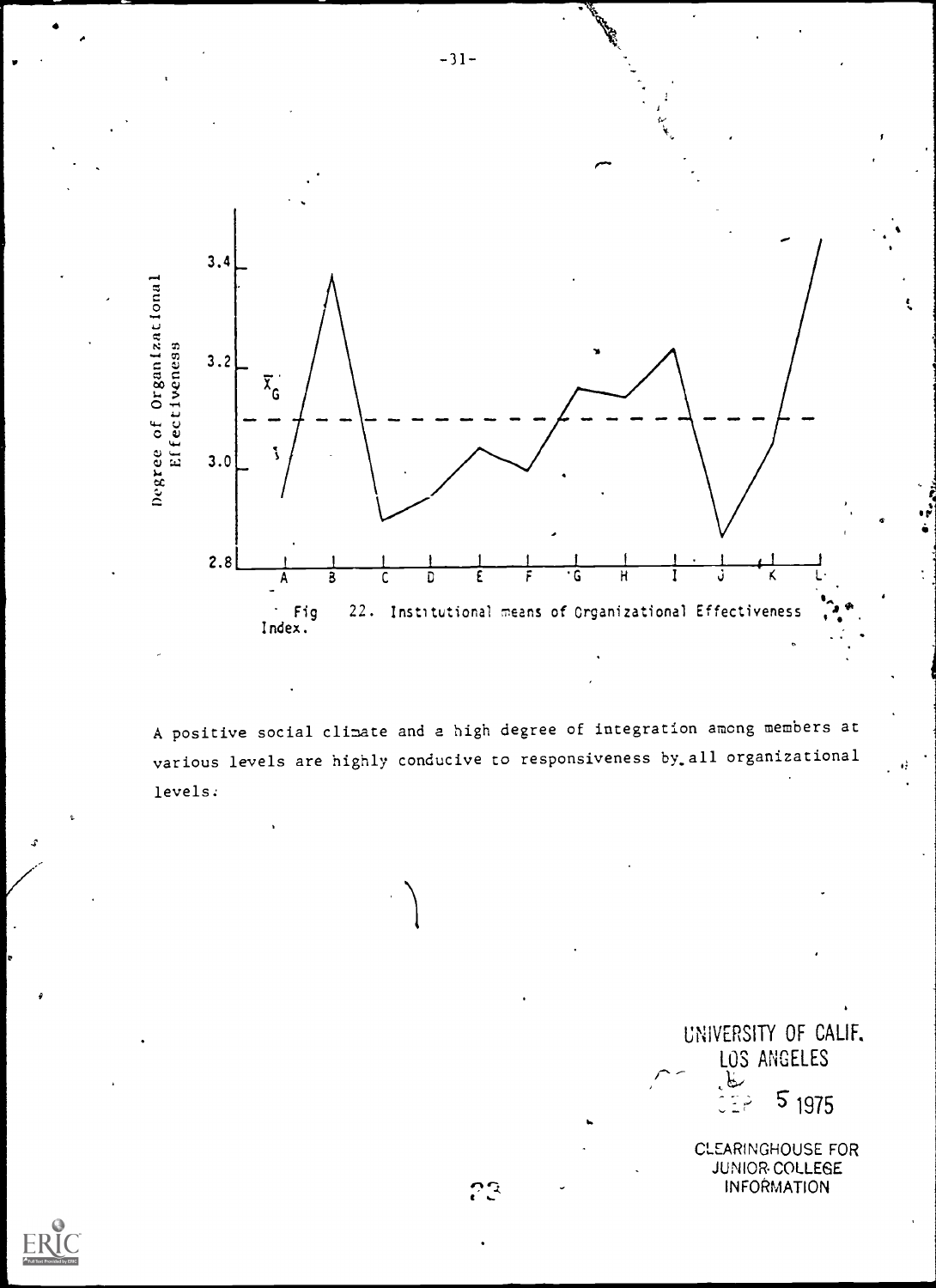Degree of Organizational Effectiveness

3.4

3.2

3.0

2.8

$\bar{X}_G$

A B C D E F G H I J K L

Fig 22. Institutional means of Organizational Effectiveness Index.

A positive social climate and a high degree of integration among members at various levels are highly conducive to responsiveness by all organizational levels.

UNIVERSITY OF CALIF.
LOS ANGELES

SEP 5 1975

CLEARINGHOUSE FOR
JUNIOR COLLEGE
INFORMATION